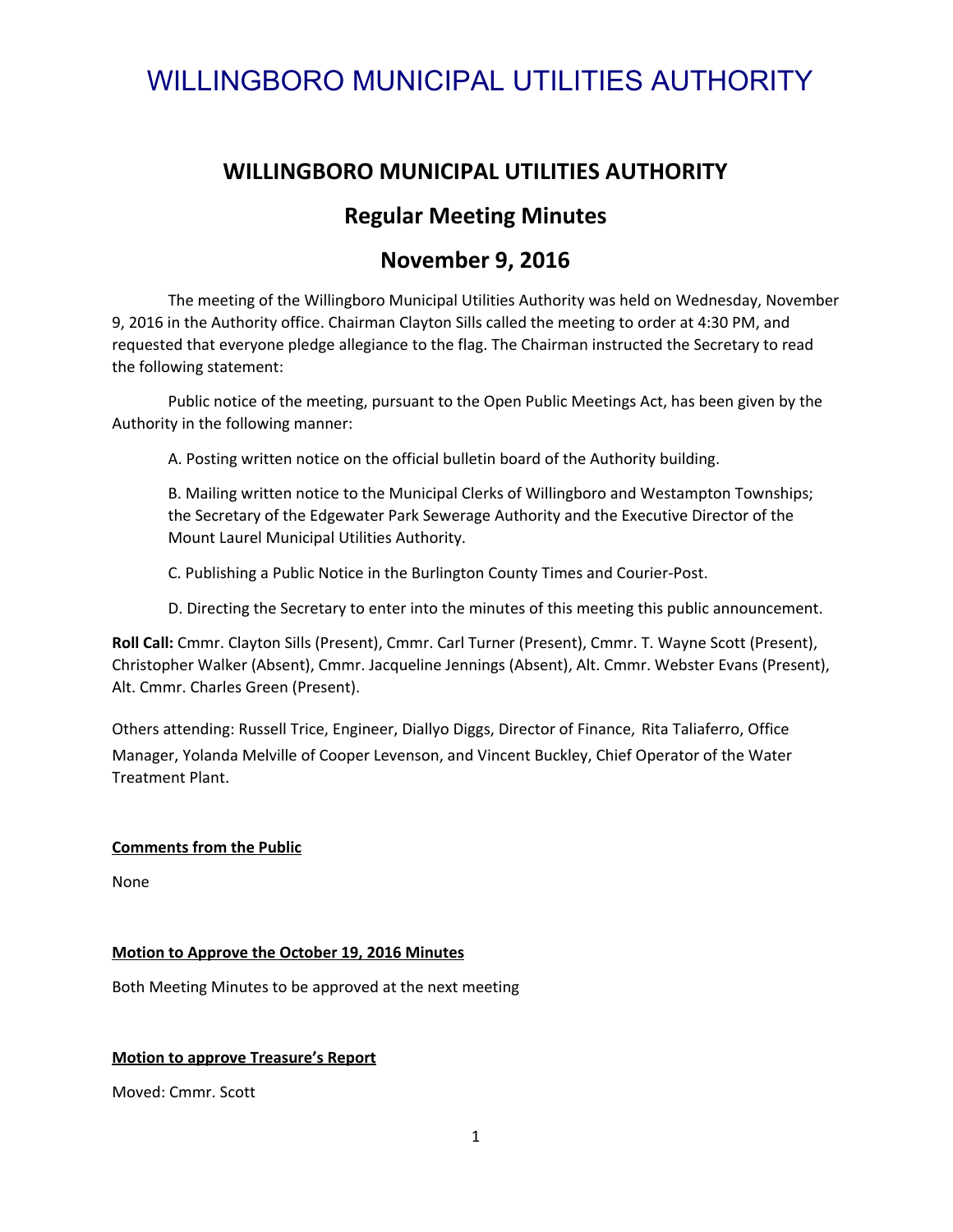# WILLINGBORO MUNICIPAL UTILITIES AUTHORITY

## WILLINGBORO MUNICIPAL UTILITIES AUTHORITY

## Regular Meeting Minutes

## November 9, 2016

The meeting of the Willingboro Municipal Utilities Authority was held on Wednesday, November 9, 2016 in the Authority office. Chairman Clayton Sills called the meeting to order at 4:30 PM, and requested that everyone pledge allegiance to the flag. The Chairman instructed the Secretary to read the following statement:

Public notice of the meeting, pursuant to the Open Public Meetings Act, has been given by the Authority in the following manner:

A. Posting written notice on the official bulletin board of the Authority building.

B. Mailing written notice to the Municipal Clerks of Willingboro and Westampton Townships; the Secretary of the Edgewater Park Sewerage Authority and the Executive Director of the Mount Laurel Municipal Utilities Authority.

C. Publishing a Public Notice in the Burlington County Times and Courier-Post.

D. Directing the Secretary to enter into the minutes of this meeting this public announcement.

**Roll Call:** Cmmr. Clayton Sills (Present), Cmmr. Carl Turner (Present), Cmmr. T. Wayne Scott (Present), Christopher Walker (Absent), Cmmr. Jacqueline Jennings (Absent), Alt. Cmmr. Webster Evans (Present), Alt. Cmmr. Charles Green (Present).

Others attending: Russell Trice, Engineer, Diallyo Diggs, Director of Finance, Rita Taliaferro, Office Manager, Yolanda Melville of Cooper Levenson, and Vincent Buckley, Chief Operator of the Water Treatment Plant.

**Comments from the Public**

None

**Motion to Approve the October 19, 2016 Minutes**

Both Meeting Minutes to be approved at the next meeting

**Motion to approve Treasure's Report**

Moved: Cmmr. Scott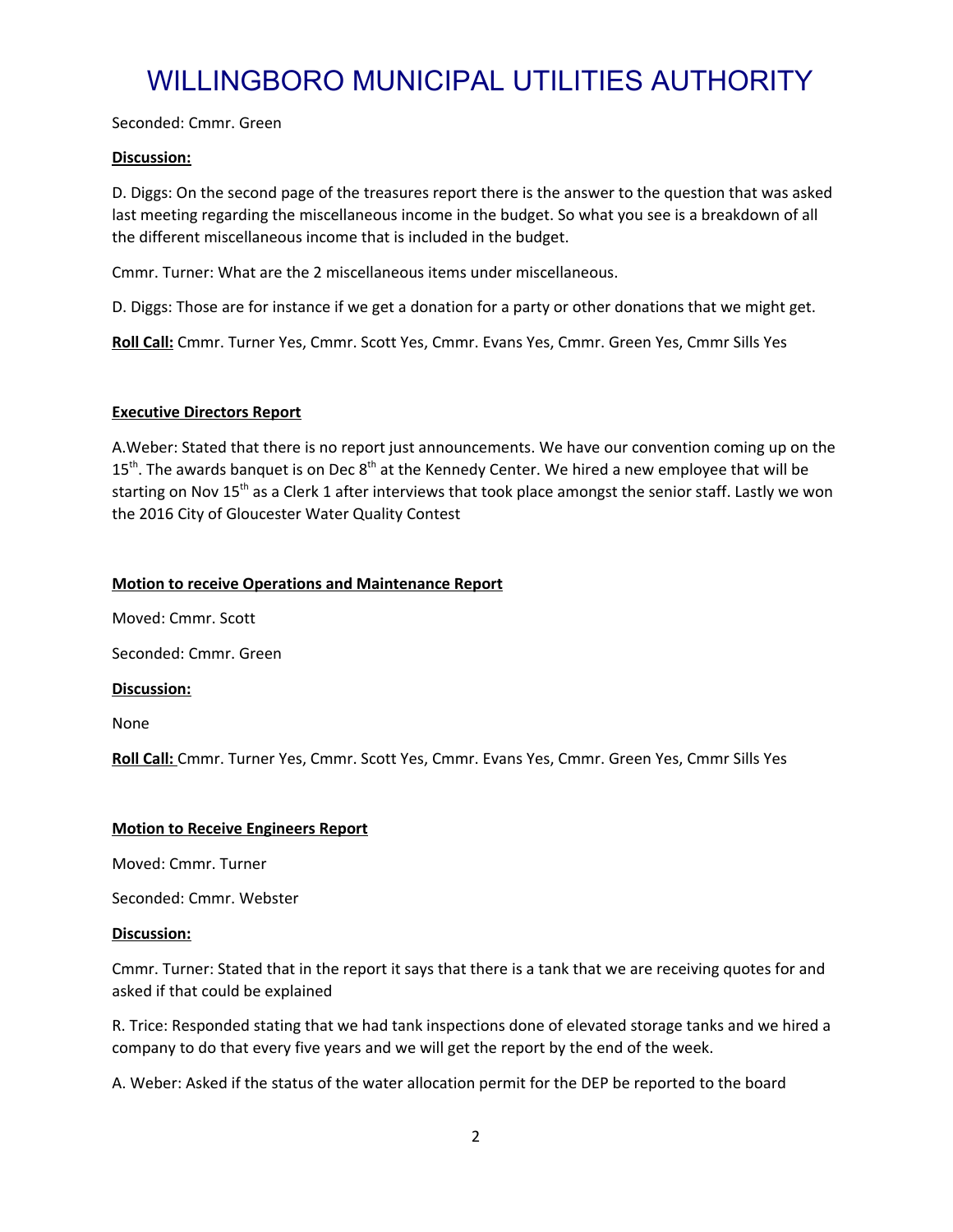Seconded: Cmmr. Green

**Discussion:**

D. Diggs: On the second page of the treasures report there is the answer to the question that was asked last meeting regarding the miscellaneous income in the budget. So what you see is a breakdown of all the different miscellaneous income that is included in the budget.

Cmmr. Turner: What are the 2 miscellaneous items under miscellaneous.

D. Diggs: Those are for instance if we get a donation for a party or other donations that we might get.

**Roll Call:** Cmmr. Turner Yes, Cmmr. Scott Yes, Cmmr. Evans Yes, Cmmr. Green Yes, Cmmr Sills Yes

**Executive Directors Report**

A.Weber: Stated that there is no report just announcements. We have our convention coming up on the 15th. The awards banquet is on Dec 8th at the Kennedy Center. We hired a new employee that will be starting on Nov 15th as a Clerk 1 after interviews that took place amongst the senior staff. Lastly we won the 2016 City of Gloucester Water Quality Contest

**Motion to receive Operations and Maintenance Report**

Moved: Cmmr. Scott

Seconded: Cmmr. Green

**Discussion:**

None

**Roll Call:** Cmmr. Turner Yes, Cmmr. Scott Yes, Cmmr. Evans Yes, Cmmr. Green Yes, Cmmr Sills Yes

**Motion to Receive Engineers Report**

Moved: Cmmr. Turner

Seconded: Cmmr. Webster

**Discussion:**

Cmmr. Turner: Stated that in the report it says that there is a tank that we are receiving quotes for and asked if that could be explained

R. Trice: Responded stating that we had tank inspections done of elevated storage tanks and we hired a company to do that every five years and we will get the report by the end of the week.

A. Weber: Asked if the status of the water allocation permit for the DEP be reported to the board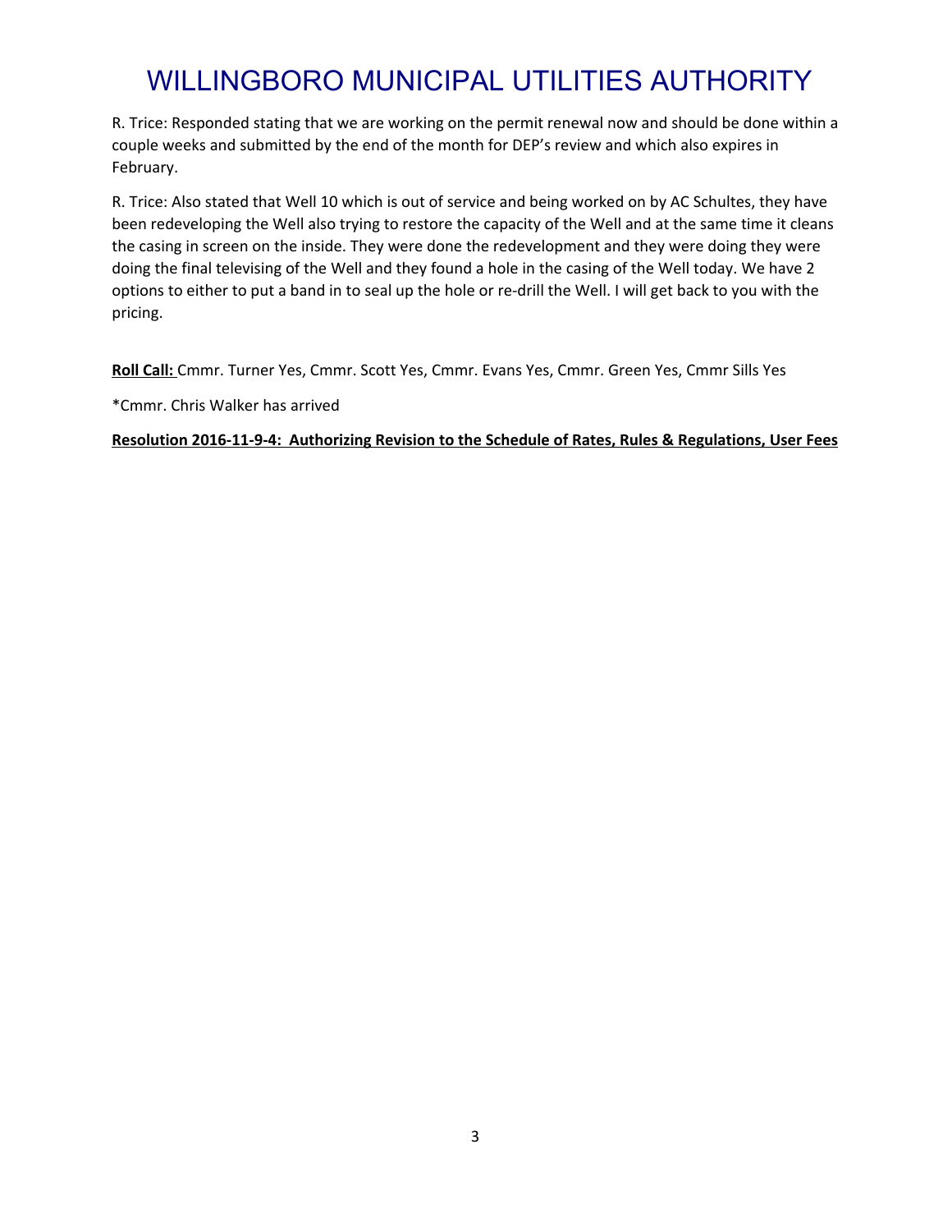R. Trice: Responded stating that we are working on the permit renewal now and should be done within a couple weeks and submitted by the end of the month for DEP's review and which also expires in February.

R. Trice: Also stated that Well 10 which is out of service and being worked on by AC Schultes, they have been redeveloping the Well also trying to restore the capacity of the Well and at the same time it cleans the casing in screen on the inside. They were done the redevelopment and they were doing they were doing the final televising of the Well and they found a hole in the casing of the Well today. We have 2 options to either to put a band in to seal up the hole or re-drill the Well. I will get back to you with the pricing.

**Roll Call:** Cmmr. Turner Yes, Cmmr. Scott Yes, Cmmr. Evans Yes, Cmmr. Green Yes, Cmmr Sills Yes

*Cmmr. Chris Walker has arrived

**Resolution 2016-11-9-4: Authorizing Revision to the Schedule of Rates, Rules & Regulations, User Fees**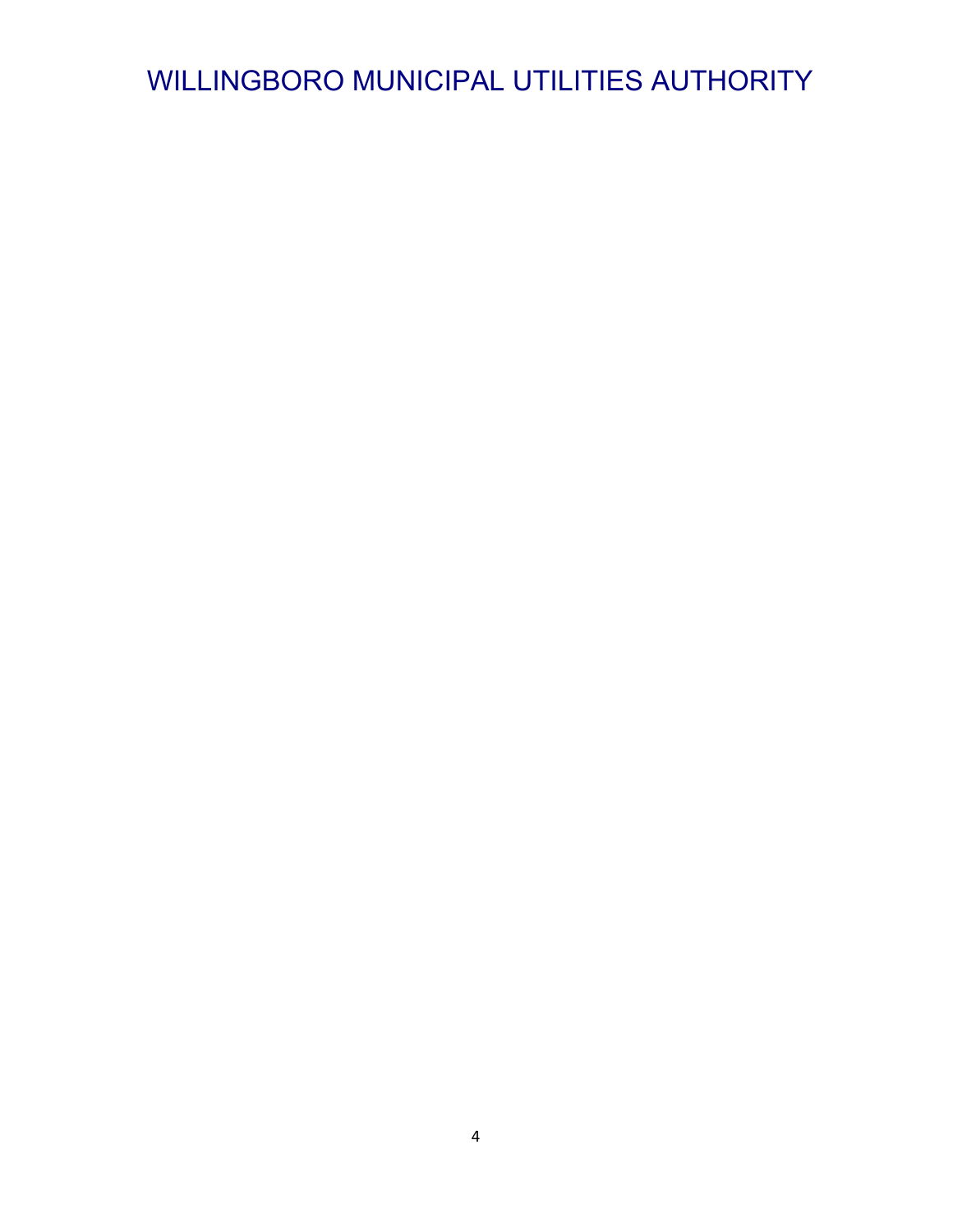# WILLINGBORO MUNICIPAL UTILITIES AUTHORITY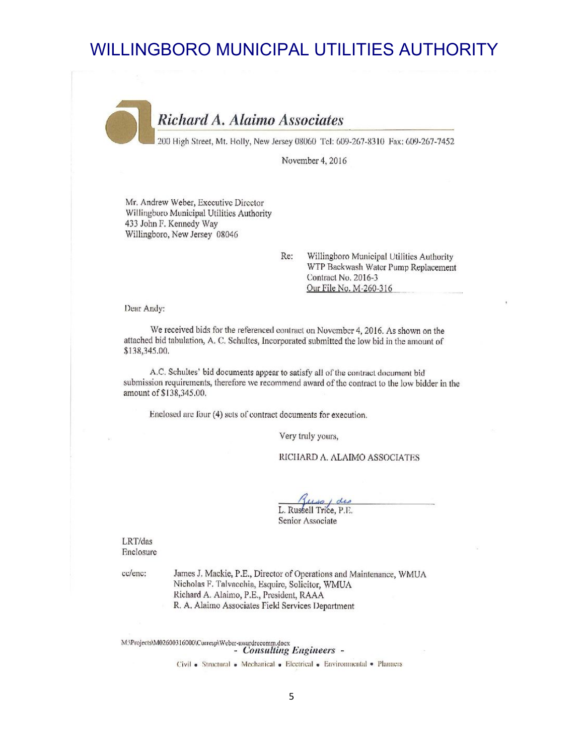# WILLINGBORO MUNICIPAL UTILITIES AUTHORITY

## *Richard A. Alaimo Associates*

200 High Street, Mt. Holly, New Jersey 08060 Tel: 609-267-8310 Fax: 609-267-7452

November 4, 2016

Mr. Andrew Weber, Executive Director
Willingboro Municipal Utilities Authority
433 John F. Kennedy Way
Willingboro, New Jersey 08046

Re: Willingboro Municipal Utilities Authority
WTP Backwash Water Pump Replacement
Contract No. 2016-3
Our File No. M-260-316

Dear Andy:

We received bids for the referenced contract on November 4, 2016. As shown on the attached bid tabulation, A. C. Schultes, Incorporated submitted the low bid in the amount of $138,345.00.

A.C. Schultes' bid documents appear to satisfy all of the contract document bid submission requirements, therefore we recommend award of the contract to the low bidder in the amount of $138,345.00.

Enclosed are four (4) sets of contract documents for execution.

Very truly yours,

RICHARD A. ALAIMO ASSOCIATES

L. Russell Trice, P.E.
Senior Associate

LRT/das
Enclosure

cc/enc: James J. Mackie, P.E., Director of Operations and Maintenance, WMUA
Nicholas F. Talvacchia, Esquire, Solicitor, WMUA
Richard A. Alaimo, P.E., President, RAAA
R. A. Alaimo Associates Field Services Department

M:\Projects\M02600316000\Corresp\Weber-awardrecomm.docx

*- Consulting Engineers -*

Civil • Structural • Mechanical • Electrical • Environmental • Planners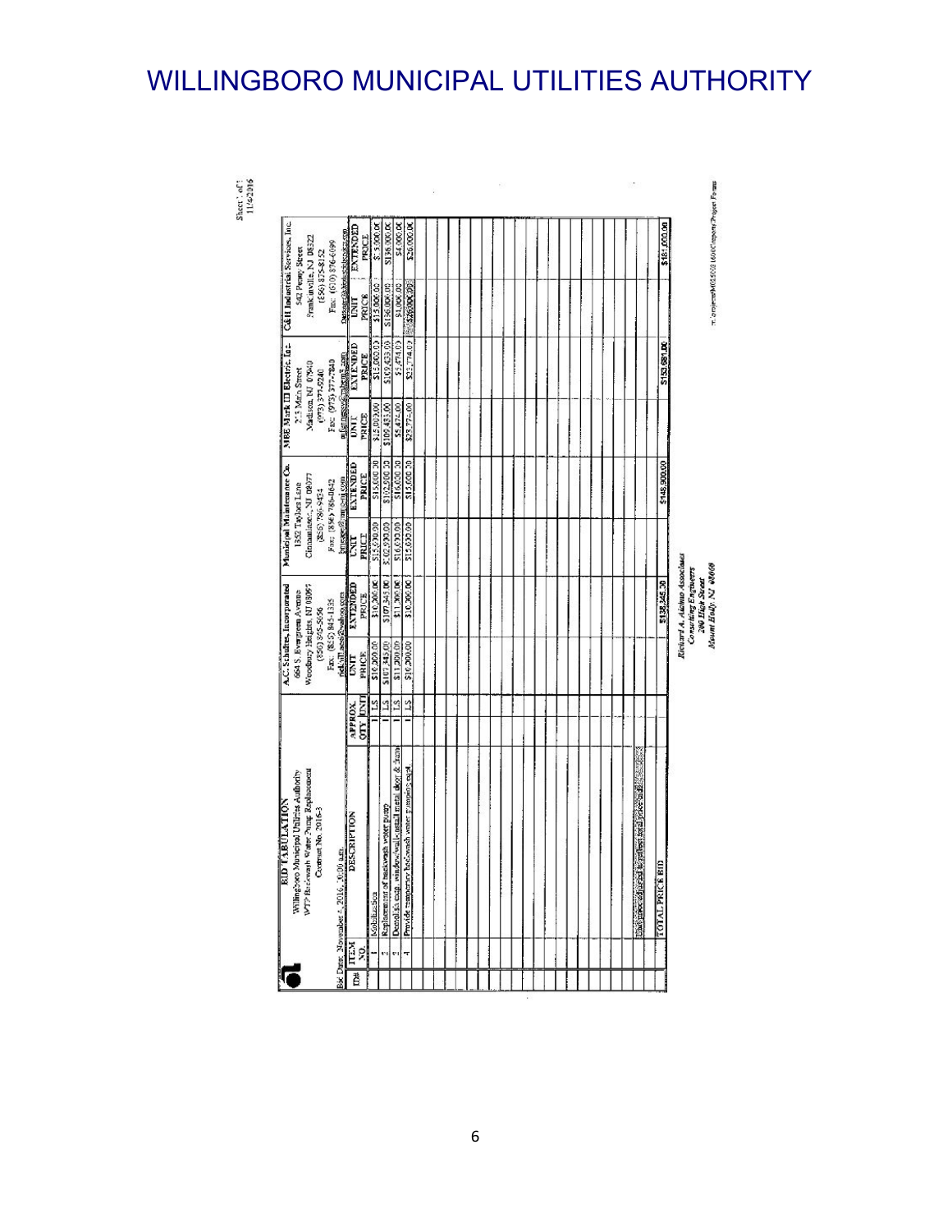# WILLINGBORO MUNICIPAL UTILITIES AUTHORITY

Sheet 1 of 1
11/4/2016

**BID TABULATION**
Willingboro Municipal Utilities Authority
WTP Backwash Water Pump Replacement
Contract No. 2016-3

Bid Date: November 4, 2016, 10:00 a.m.

| ID# | ITEM NO. | DESCRIPTION | APPROX. QTY | UNIT | A.C. Schultes, Incorporated UNIT PRICE | A.C. Schultes, Incorporated EXTENDED PRICE | Municipal Maintenance Co. UNIT PRICE | Municipal Maintenance Co. EXTENDED PRICE | MBE Mark III Electric, Inc. UNIT PRICE | MBE Mark III Electric, Inc. EXTENDED PRICE | C&H Industrial Services, Inc. UNIT PRICE | C&H Industrial Services, Inc. EXTENDED PRICE |
|---|---|---|---|---|---|---|---|---|---|---|---|---|
| | 1 | Mobilization | 1 | LS | $10,000.00 | $10,000.00 | $15,000.00 | $15,000.00 | $15,000.00 | $15,000.00 | $15,000.00 | $15,000.00 |
| | 2 | Replacement of backwash water pump | 1 | LS | $107,345.00 | $107,345.00 | $102,000.00 | $102,000.00 | $109,433.00 | $109,433.00 | $136,000.00 | $136,000.00 |
| | 3 | Demolish exist. window/wall-install metal door & frame | 1 | LS | $11,000.00 | $11,000.00 | $16,000.00 | $16,000.00 | $5,474.00 | $5,474.00 | $4,000.00 | $4,000.00 |
| | 4 | Provide temporary backwash water pumping equip. | 1 | LS | $10,000.00 | $10,000.00 | $15,000.00 | $15,000.00 | $23,774.00 | $23,774.00 | $26,000.00 | $26,000.00 |
| | | Unit price adjusted to reflect total price | | | | | | | | | | |
| | | TOTAL PRICE BID | | | | $138,345.00 | | $148,000.00 | | $153,681.00 | | $181,000.00 |

Bidder addresses:

- A.C. Schultes, Incorporated, 664 S. Evergreen Avenue, Woodbury Heights NJ 08097, (856) 845-5656, Fax: (856) 845-1335
- Municipal Maintenance Co., 1332 Taylors Lane, Cinnaminson, NJ 08077, (856) 786-9434, Fax: (856) 786-0432
- MBE Mark III Electric, Inc., 215 Main Street, Madison, NJ 07940, (973) 377-5240, Fax: (973) 377-7840
- C&H Industrial Services, Inc., 542 Penny Street, Franklinville, NJ 08322, (856) 875-8152, Fax: (856) 876-0099

*Richard A. Alaimo Associates*
*Consulting Engineers*
*200 High Street*
*Mount Holly, NJ 08060*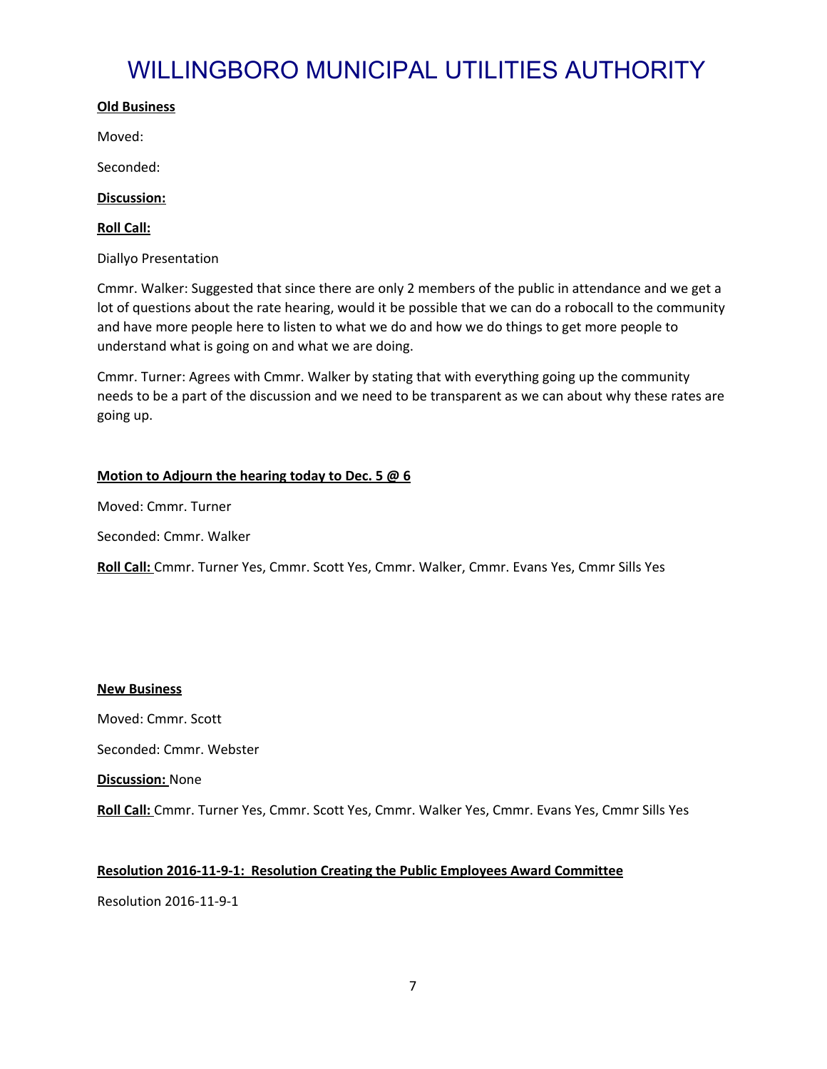**Old Business**

Moved:

Seconded:

**Discussion:**

**Roll Call:**

Diallyo Presentation

Cmmr. Walker: Suggested that since there are only 2 members of the public in attendance and we get a lot of questions about the rate hearing, would it be possible that we can do a robocall to the community and have more people here to listen to what we do and how we do things to get more people to understand what is going on and what we are doing.

Cmmr. Turner: Agrees with Cmmr. Walker by stating that with everything going up the community needs to be a part of the discussion and we need to be transparent as we can about why these rates are going up.

**Motion to Adjourn the hearing today to Dec. 5 @ 6**

Moved: Cmmr. Turner

Seconded: Cmmr. Walker

**Roll Call:** Cmmr. Turner Yes, Cmmr. Scott Yes, Cmmr. Walker, Cmmr. Evans Yes, Cmmr Sills Yes

**New Business**

Moved: Cmmr. Scott

Seconded: Cmmr. Webster

**Discussion:** None

**Roll Call:** Cmmr. Turner Yes, Cmmr. Scott Yes, Cmmr. Walker Yes, Cmmr. Evans Yes, Cmmr Sills Yes

**Resolution 2016-11-9-1: Resolution Creating the Public Employees Award Committee**

Resolution 2016-11-9-1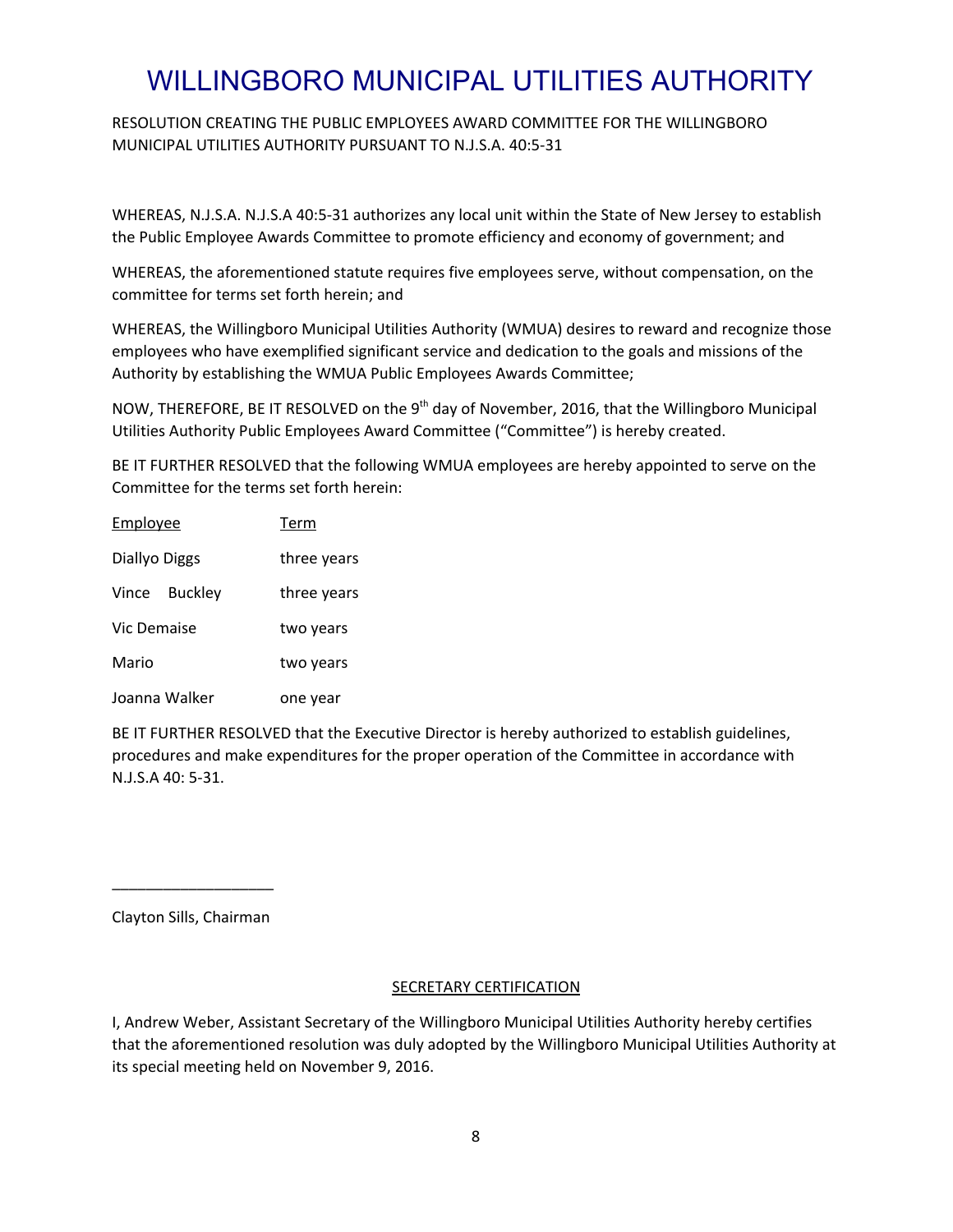# WILLINGBORO MUNICIPAL UTILITIES AUTHORITY

RESOLUTION CREATING THE PUBLIC EMPLOYEES AWARD COMMITTEE FOR THE WILLINGBORO MUNICIPAL UTILITIES AUTHORITY PURSUANT TO N.J.S.A. 40:5-31

WHEREAS, N.J.S.A. N.J.S.A 40:5-31 authorizes any local unit within the State of New Jersey to establish the Public Employee Awards Committee to promote efficiency and economy of government; and

WHEREAS, the aforementioned statute requires five employees serve, without compensation, on the committee for terms set forth herein; and

WHEREAS, the Willingboro Municipal Utilities Authority (WMUA) desires to reward and recognize those employees who have exemplified significant service and dedication to the goals and missions of the Authority by establishing the WMUA Public Employees Awards Committee;

NOW, THEREFORE, BE IT RESOLVED on the 9th day of November, 2016, that the Willingboro Municipal Utilities Authority Public Employees Award Committee ("Committee") is hereby created.

BE IT FURTHER RESOLVED that the following WMUA employees are hereby appointed to serve on the Committee for the terms set forth herein:

| Employee | Term |
|---|---|
| Diallyo Diggs | three years |
| Vince Buckley | three years |
| Vic Demaise | two years |
| Mario | two years |
| Joanna Walker | one year |

BE IT FURTHER RESOLVED that the Executive Director is hereby authorized to establish guidelines, procedures and make expenditures for the proper operation of the Committee in accordance with N.J.S.A 40: 5-31.

___________________

Clayton Sills, Chairman

<u>SECRETARY CERTIFICATION</u>

I, Andrew Weber, Assistant Secretary of the Willingboro Municipal Utilities Authority hereby certifies that the aforementioned resolution was duly adopted by the Willingboro Municipal Utilities Authority at its special meeting held on November 9, 2016.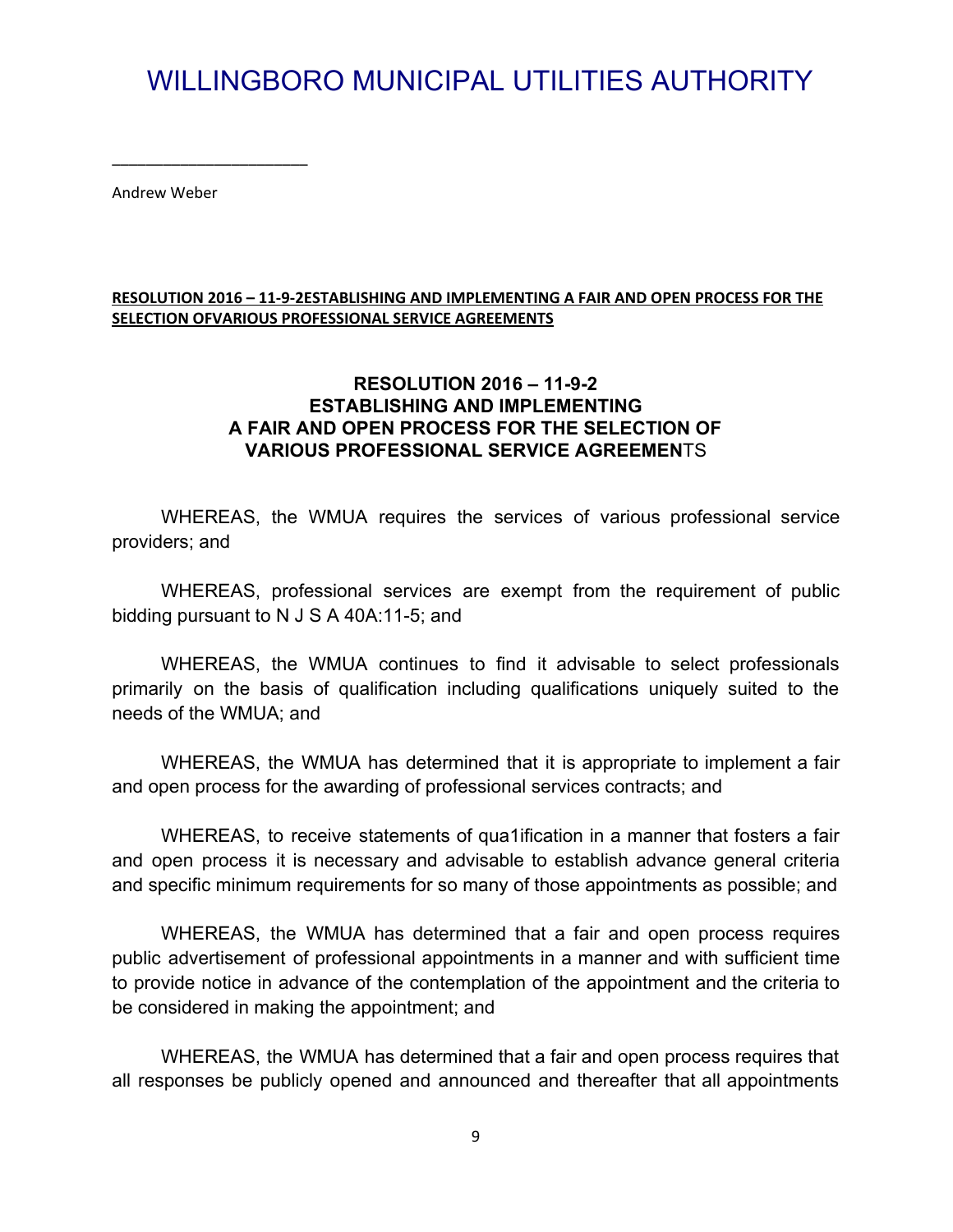# WILLINGBORO MUNICIPAL UTILITIES AUTHORITY

______________________

Andrew Weber

**RESOLUTION 2016 – 11-9-2ESTABLISHING AND IMPLEMENTING A FAIR AND OPEN PROCESS FOR THE SELECTION OFVARIOUS PROFESSIONAL SERVICE AGREEMENTS**

**RESOLUTION 2016 – 11-9-2**
**ESTABLISHING AND IMPLEMENTING**
**A FAIR AND OPEN PROCESS FOR THE SELECTION OF**
**VARIOUS PROFESSIONAL SERVICE AGREEMEN**TS

WHEREAS, the WMUA requires the services of various professional service providers; and

WHEREAS, professional services are exempt from the requirement of public bidding pursuant to N J S A 40A:11-5; and

WHEREAS, the WMUA continues to find it advisable to select professionals primarily on the basis of qualification including qualifications uniquely suited to the needs of the WMUA; and

WHEREAS, the WMUA has determined that it is appropriate to implement a fair and open process for the awarding of professional services contracts; and

WHEREAS, to receive statements of qua1ification in a manner that fosters a fair and open process it is necessary and advisable to establish advance general criteria and specific minimum requirements for so many of those appointments as possible; and

WHEREAS, the WMUA has determined that a fair and open process requires public advertisement of professional appointments in a manner and with sufficient time to provide notice in advance of the contemplation of the appointment and the criteria to be considered in making the appointment; and

WHEREAS, the WMUA has determined that a fair and open process requires that all responses be publicly opened and announced and thereafter that all appointments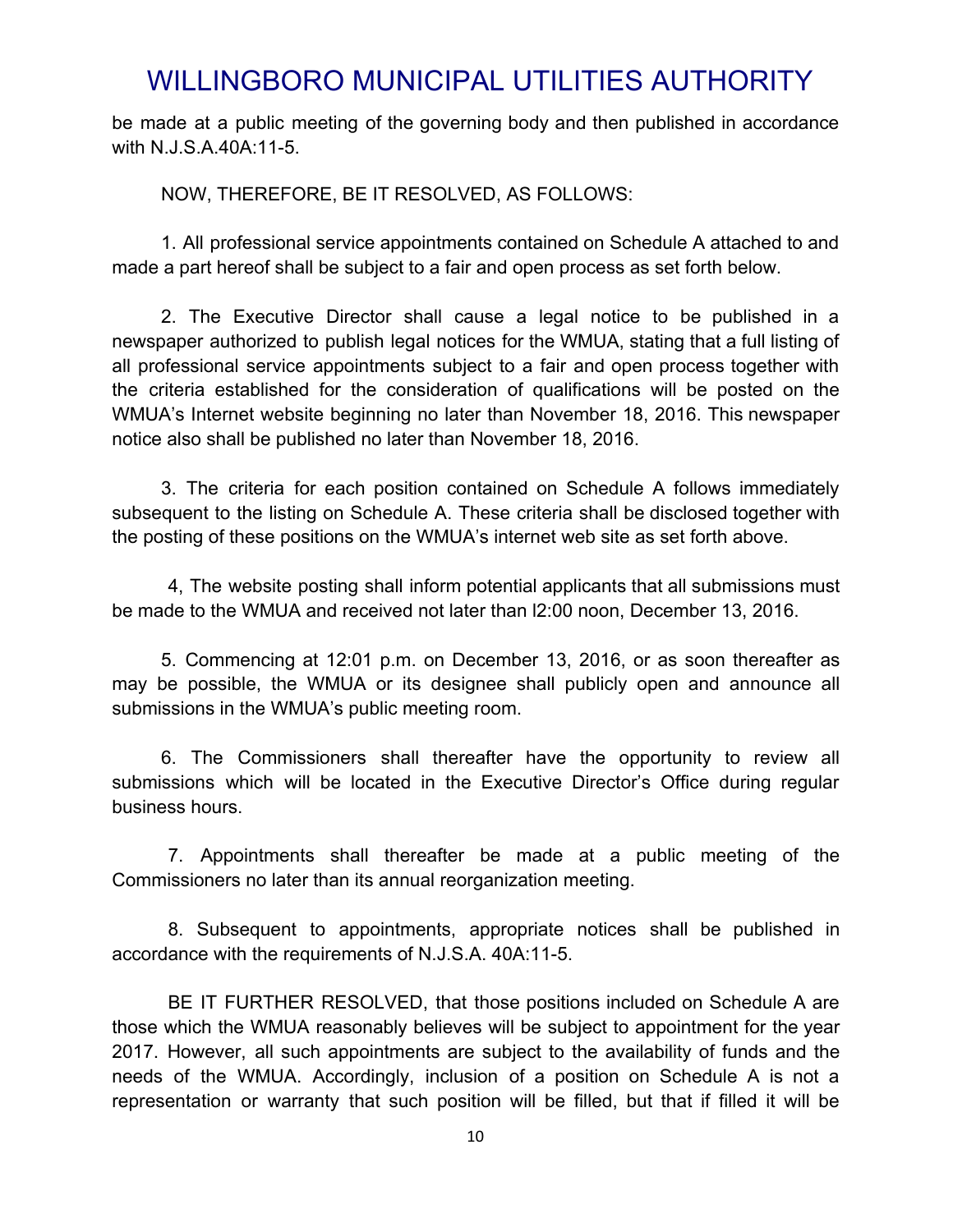be made at a public meeting of the governing body and then published in accordance with N.J.S.A.40A:11-5.

NOW, THEREFORE, BE IT RESOLVED, AS FOLLOWS:

1. All professional service appointments contained on Schedule A attached to and made a part hereof shall be subject to a fair and open process as set forth below.

2. The Executive Director shall cause a legal notice to be published in a newspaper authorized to publish legal notices for the WMUA, stating that a full listing of all professional service appointments subject to a fair and open process together with the criteria established for the consideration of qualifications will be posted on the WMUA's Internet website beginning no later than November 18, 2016. This newspaper notice also shall be published no later than November 18, 2016.

3. The criteria for each position contained on Schedule A follows immediately subsequent to the listing on Schedule A. These criteria shall be disclosed together with the posting of these positions on the WMUA's internet web site as set forth above.

4, The website posting shall inform potential applicants that all submissions must be made to the WMUA and received not later than l2:00 noon, December 13, 2016.

5. Commencing at 12:01 p.m. on December 13, 2016, or as soon thereafter as may be possible, the WMUA or its designee shall publicly open and announce all submissions in the WMUA's public meeting room.

6. The Commissioners shall thereafter have the opportunity to review all submissions which will be located in the Executive Director's Office during regular business hours.

7. Appointments shall thereafter be made at a public meeting of the Commissioners no later than its annual reorganization meeting.

8. Subsequent to appointments, appropriate notices shall be published in accordance with the requirements of N.J.S.A. 40A:11-5.

BE IT FURTHER RESOLVED, that those positions included on Schedule A are those which the WMUA reasonably believes will be subject to appointment for the year 2017. However, all such appointments are subject to the availability of funds and the needs of the WMUA. Accordingly, inclusion of a position on Schedule A is not a representation or warranty that such position will be filled, but that if filled it will be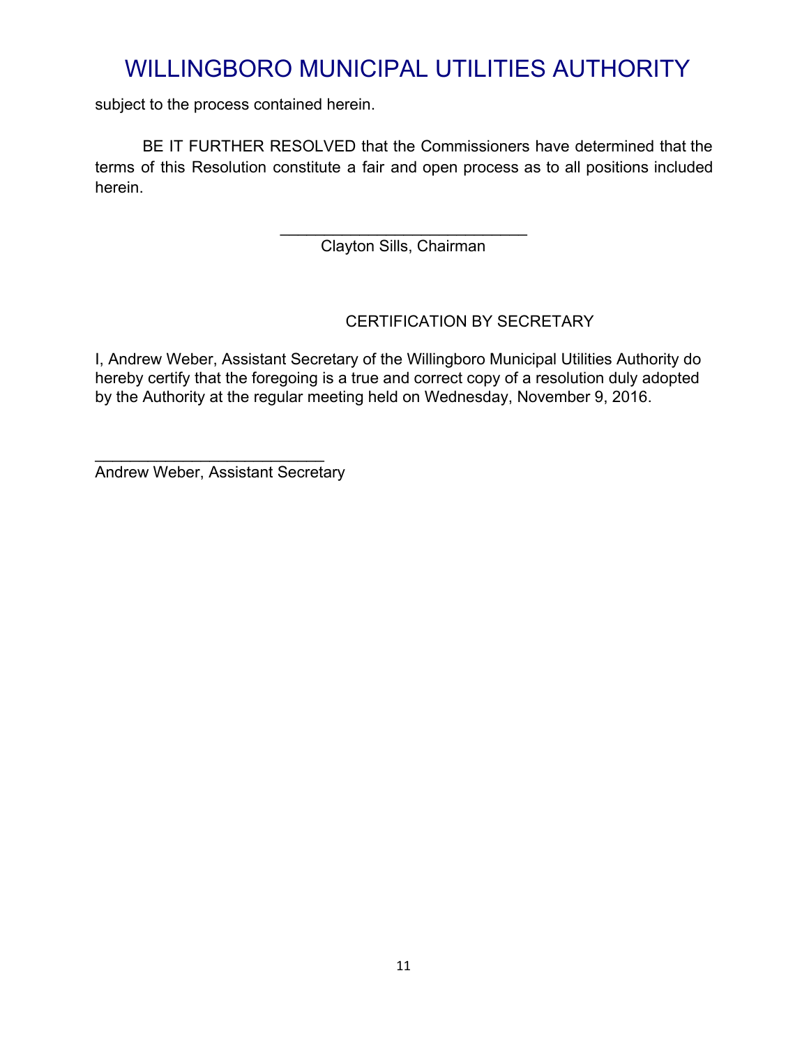subject to the process contained herein.

BE IT FURTHER RESOLVED that the Commissioners have determined that the terms of this Resolution constitute a fair and open process as to all positions included herein.

\_\_\_\_\_\_\_\_\_\_\_\_\_\_\_\_\_\_\_\_\_\_\_\_\_\_\_\_
Clayton Sills, Chairman

CERTIFICATION BY SECRETARY

I, Andrew Weber, Assistant Secretary of the Willingboro Municipal Utilities Authority do hereby certify that the foregoing is a true and correct copy of a resolution duly adopted by the Authority at the regular meeting held on Wednesday, November 9, 2016.

\_\_\_\_\_\_\_\_\_\_\_\_\_\_\_\_\_\_\_\_\_\_\_\_\_\_
Andrew Weber, Assistant Secretary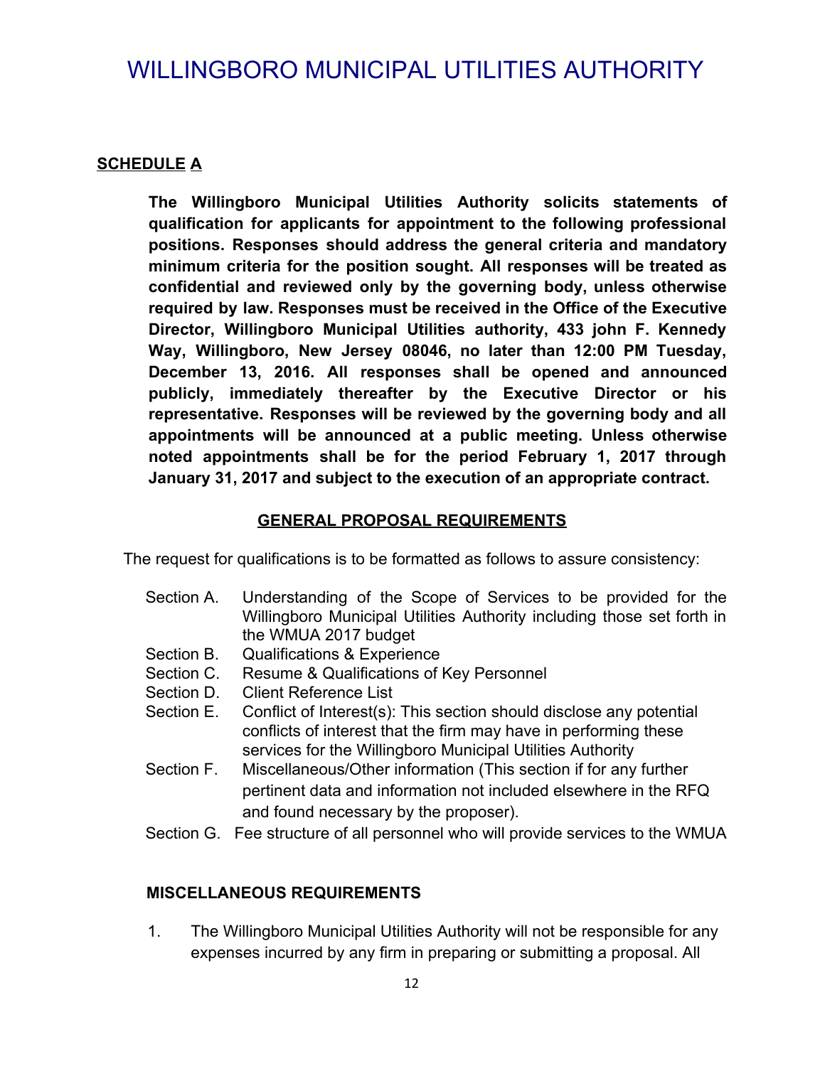# WILLINGBORO MUNICIPAL UTILITIES AUTHORITY

**SCHEDULE A**

**The Willingboro Municipal Utilities Authority solicits statements of qualification for applicants for appointment to the following professional positions. Responses should address the general criteria and mandatory minimum criteria for the position sought. All responses will be treated as confidential and reviewed only by the governing body, unless otherwise required by law. Responses must be received in the Office of the Executive Director, Willingboro Municipal Utilities authority, 433 john F. Kennedy Way, Willingboro, New Jersey 08046, no later than 12:00 PM Tuesday, December 13, 2016. All responses shall be opened and announced publicly, immediately thereafter by the Executive Director or his representative. Responses will be reviewed by the governing body and all appointments will be announced at a public meeting. Unless otherwise noted appointments shall be for the period February 1, 2017 through January 31, 2017 and subject to the execution of an appropriate contract.**

## GENERAL PROPOSAL REQUIREMENTS

The request for qualifications is to be formatted as follows to assure consistency:

- Section A. Understanding of the Scope of Services to be provided for the Willingboro Municipal Utilities Authority including those set forth in the WMUA 2017 budget
- Section B. Qualifications & Experience
- Section C. Resume & Qualifications of Key Personnel
- Section D. Client Reference List
- Section E. Conflict of Interest(s): This section should disclose any potential conflicts of interest that the firm may have in performing these services for the Willingboro Municipal Utilities Authority
- Section F. Miscellaneous/Other information (This section if for any further pertinent data and information not included elsewhere in the RFQ and found necessary by the proposer).
- Section G. Fee structure of all personnel who will provide services to the WMUA

**MISCELLANEOUS REQUIREMENTS**

1. The Willingboro Municipal Utilities Authority will not be responsible for any expenses incurred by any firm in preparing or submitting a proposal. All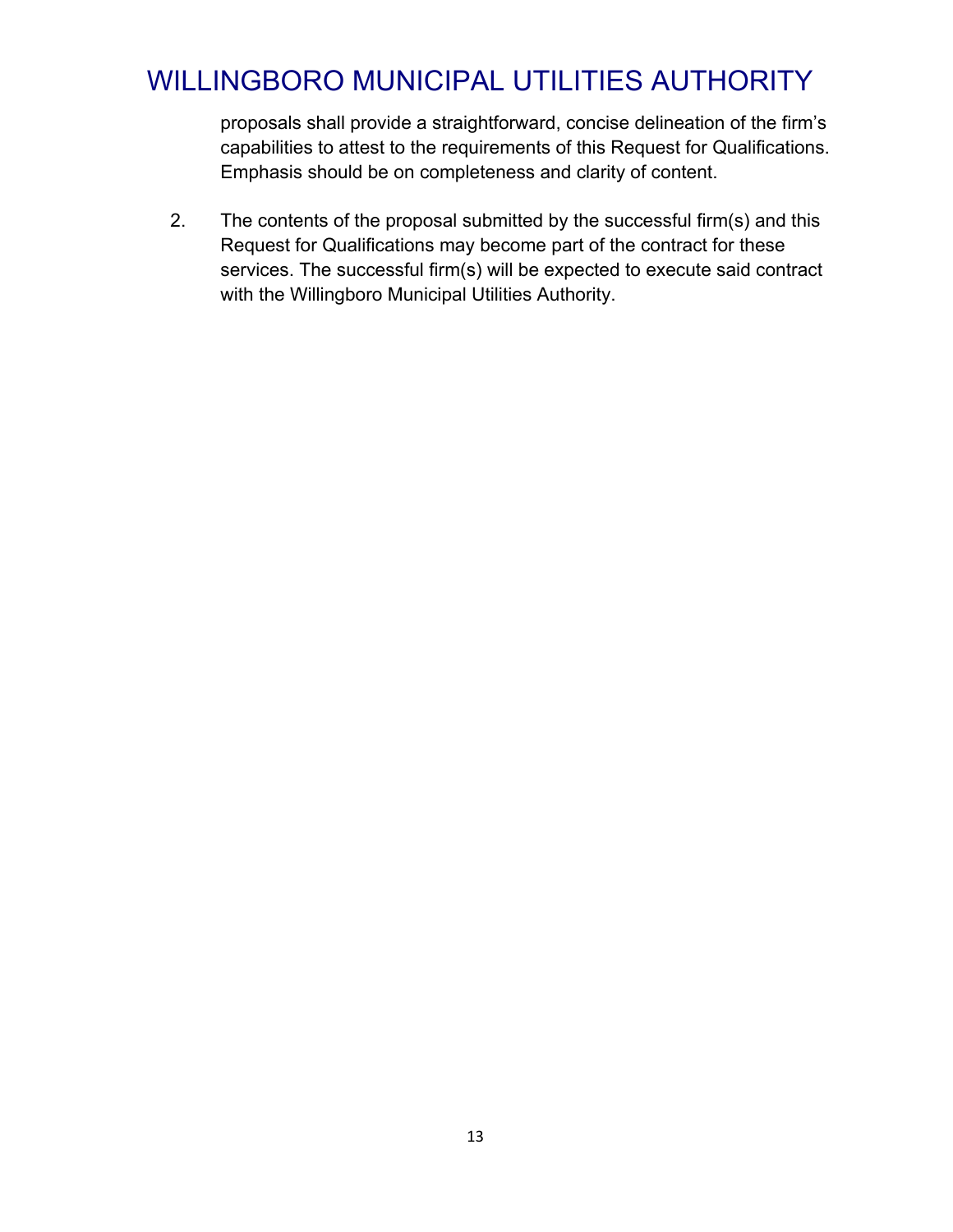proposals shall provide a straightforward, concise delineation of the firm's capabilities to attest to the requirements of this Request for Qualifications. Emphasis should be on completeness and clarity of content.

2. The contents of the proposal submitted by the successful firm(s) and this Request for Qualifications may become part of the contract for these services. The successful firm(s) will be expected to execute said contract with the Willingboro Municipal Utilities Authority.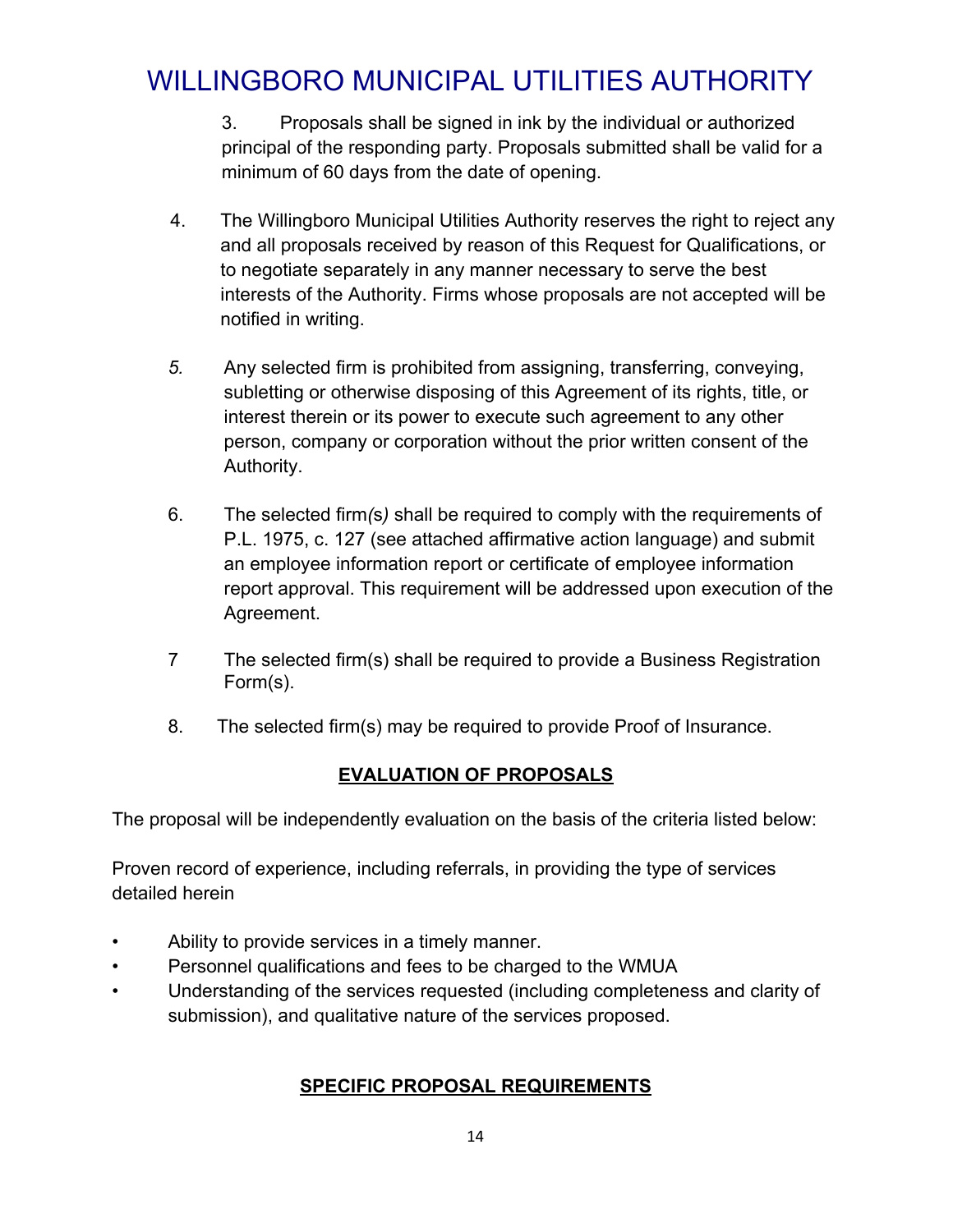3. Proposals shall be signed in ink by the individual or authorized principal of the responding party. Proposals submitted shall be valid for a minimum of 60 days from the date of opening.

4. The Willingboro Municipal Utilities Authority reserves the right to reject any and all proposals received by reason of this Request for Qualifications, or to negotiate separately in any manner necessary to serve the best interests of the Authority. Firms whose proposals are not accepted will be notified in writing.

5. Any selected firm is prohibited from assigning, transferring, conveying, subletting or otherwise disposing of this Agreement of its rights, title, or interest therein or its power to execute such agreement to any other person, company or corporation without the prior written consent of the Authority.

6. The selected firm*(s)* shall be required to comply with the requirements of P.L. 1975, c. 127 (see attached affirmative action language) and submit an employee information report or certificate of employee information report approval. This requirement will be addressed upon execution of the Agreement.

7 The selected firm(s) shall be required to provide a Business Registration Form(s).

8. The selected firm(s) may be required to provide Proof of Insurance.

## EVALUATION OF PROPOSALS

The proposal will be independently evaluation on the basis of the criteria listed below:

Proven record of experience, including referrals, in providing the type of services detailed herein

- Ability to provide services in a timely manner.
- Personnel qualifications and fees to be charged to the WMUA
- Understanding of the services requested (including completeness and clarity of submission), and qualitative nature of the services proposed.

## SPECIFIC PROPOSAL REQUIREMENTS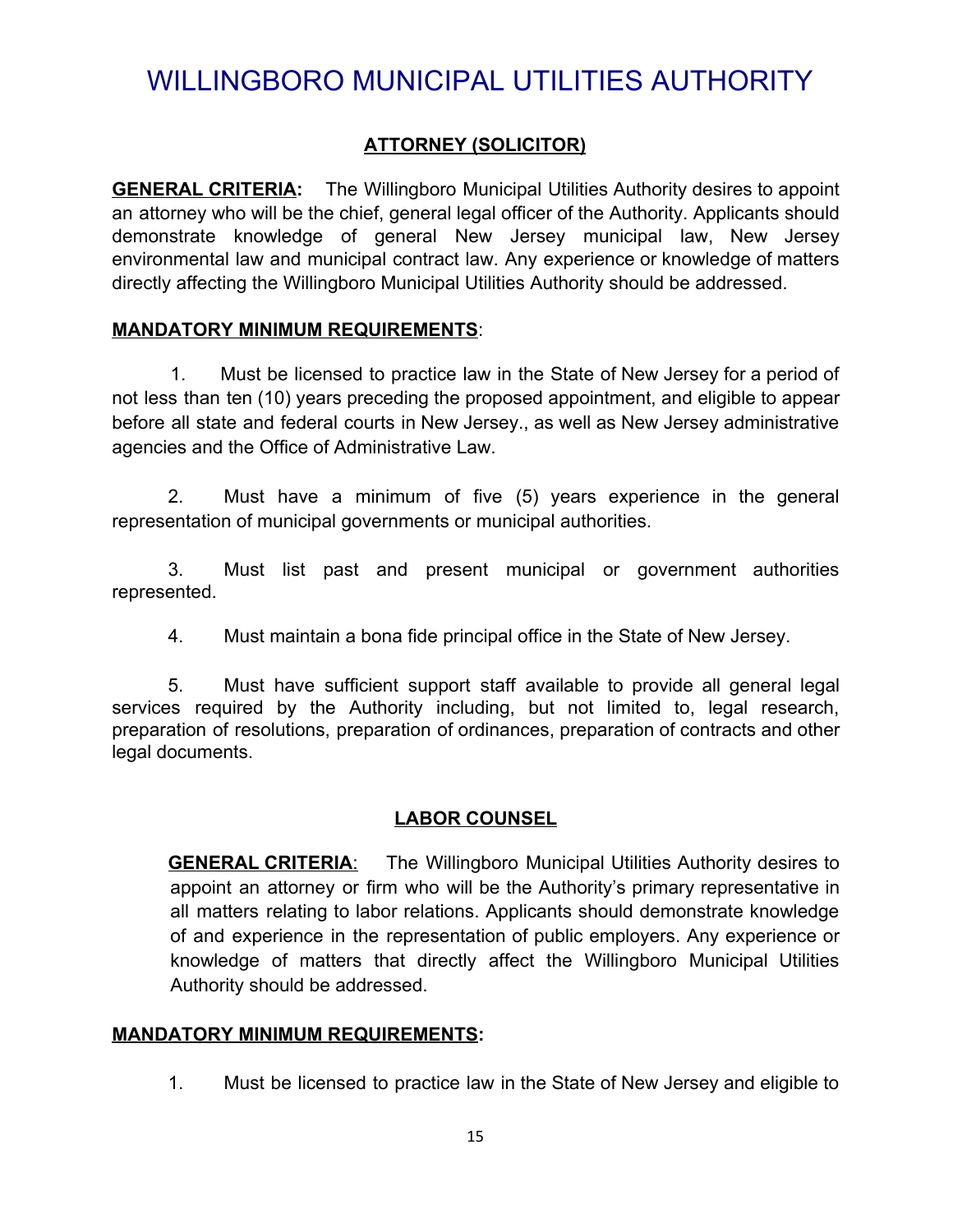# WILLINGBORO MUNICIPAL UTILITIES AUTHORITY

## ATTORNEY (SOLICITOR)

**GENERAL CRITERIA:** The Willingboro Municipal Utilities Authority desires to appoint an attorney who will be the chief, general legal officer of the Authority. Applicants should demonstrate knowledge of general New Jersey municipal law, New Jersey environmental law and municipal contract law. Any experience or knowledge of matters directly affecting the Willingboro Municipal Utilities Authority should be addressed.

**MANDATORY MINIMUM REQUIREMENTS**:

1. Must be licensed to practice law in the State of New Jersey for a period of not less than ten (10) years preceding the proposed appointment, and eligible to appear before all state and federal courts in New Jersey., as well as New Jersey administrative agencies and the Office of Administrative Law.

2. Must have a minimum of five (5) years experience in the general representation of municipal governments or municipal authorities.

3. Must list past and present municipal or government authorities represented.

4. Must maintain a bona fide principal office in the State of New Jersey.

5. Must have sufficient support staff available to provide all general legal services required by the Authority including, but not limited to, legal research, preparation of resolutions, preparation of ordinances, preparation of contracts and other legal documents.

## LABOR COUNSEL

**GENERAL CRITERIA**: The Willingboro Municipal Utilities Authority desires to appoint an attorney or firm who will be the Authority's primary representative in all matters relating to labor relations. Applicants should demonstrate knowledge of and experience in the representation of public employers. Any experience or knowledge of matters that directly affect the Willingboro Municipal Utilities Authority should be addressed.

**MANDATORY MINIMUM REQUIREMENTS:**

1. Must be licensed to practice law in the State of New Jersey and eligible to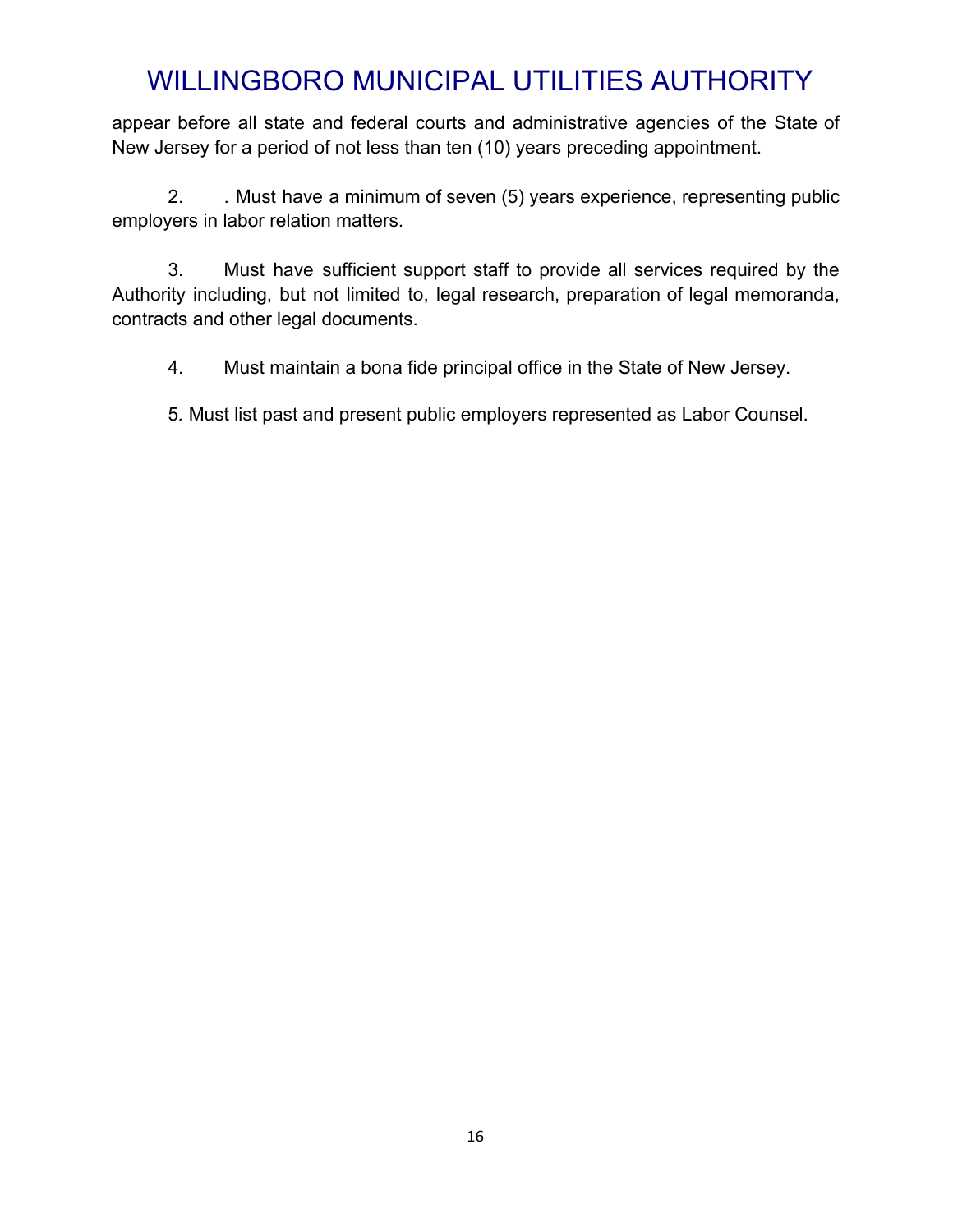appear before all state and federal courts and administrative agencies of the State of New Jersey for a period of not less than ten (10) years preceding appointment.

2. . Must have a minimum of seven (5) years experience, representing public employers in labor relation matters.

3. Must have sufficient support staff to provide all services required by the Authority including, but not limited to, legal research, preparation of legal memoranda, contracts and other legal documents.

4. Must maintain a bona fide principal office in the State of New Jersey.

5. Must list past and present public employers represented as Labor Counsel.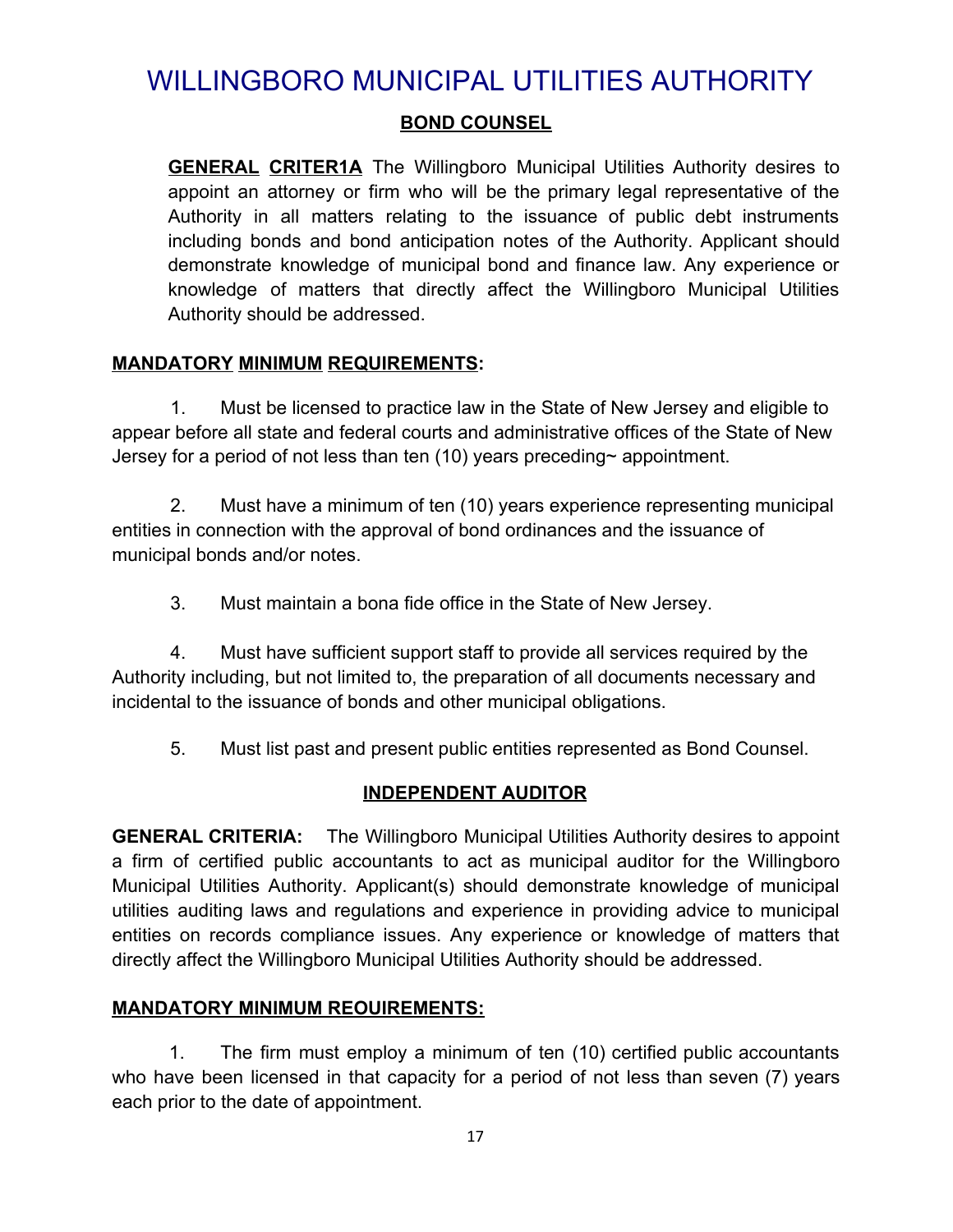# WILLINGBORO MUNICIPAL UTILITIES AUTHORITY

## BOND COUNSEL

**GENERAL CRITER1A** The Willingboro Municipal Utilities Authority desires to appoint an attorney or firm who will be the primary legal representative of the Authority in all matters relating to the issuance of public debt instruments including bonds and bond anticipation notes of the Authority. Applicant should demonstrate knowledge of municipal bond and finance law. Any experience or knowledge of matters that directly affect the Willingboro Municipal Utilities Authority should be addressed.

**MANDATORY MINIMUM REQUIREMENTS:**

1. Must be licensed to practice law in the State of New Jersey and eligible to appear before all state and federal courts and administrative offices of the State of New Jersey for a period of not less than ten (10) years preceding~ appointment.

2. Must have a minimum of ten (10) years experience representing municipal entities in connection with the approval of bond ordinances and the issuance of municipal bonds and/or notes.

3. Must maintain a bona fide office in the State of New Jersey.

4. Must have sufficient support staff to provide all services required by the Authority including, but not limited to, the preparation of all documents necessary and incidental to the issuance of bonds and other municipal obligations.

5. Must list past and present public entities represented as Bond Counsel.

## INDEPENDENT AUDITOR

**GENERAL CRITERIA:** The Willingboro Municipal Utilities Authority desires to appoint a firm of certified public accountants to act as municipal auditor for the Willingboro Municipal Utilities Authority. Applicant(s) should demonstrate knowledge of municipal utilities auditing laws and regulations and experience in providing advice to municipal entities on records compliance issues. Any experience or knowledge of matters that directly affect the Willingboro Municipal Utilities Authority should be addressed.

**MANDATORY MINIMUM REOUIREMENTS:**

1. The firm must employ a minimum of ten (10) certified public accountants who have been licensed in that capacity for a period of not less than seven (7) years each prior to the date of appointment.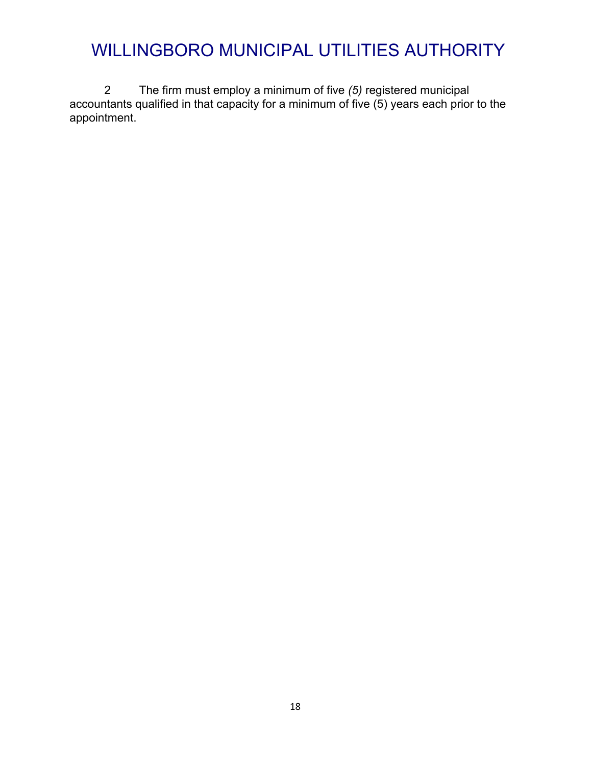2 The firm must employ a minimum of five *(5)* registered municipal accountants qualified in that capacity for a minimum of five (5) years each prior to the appointment.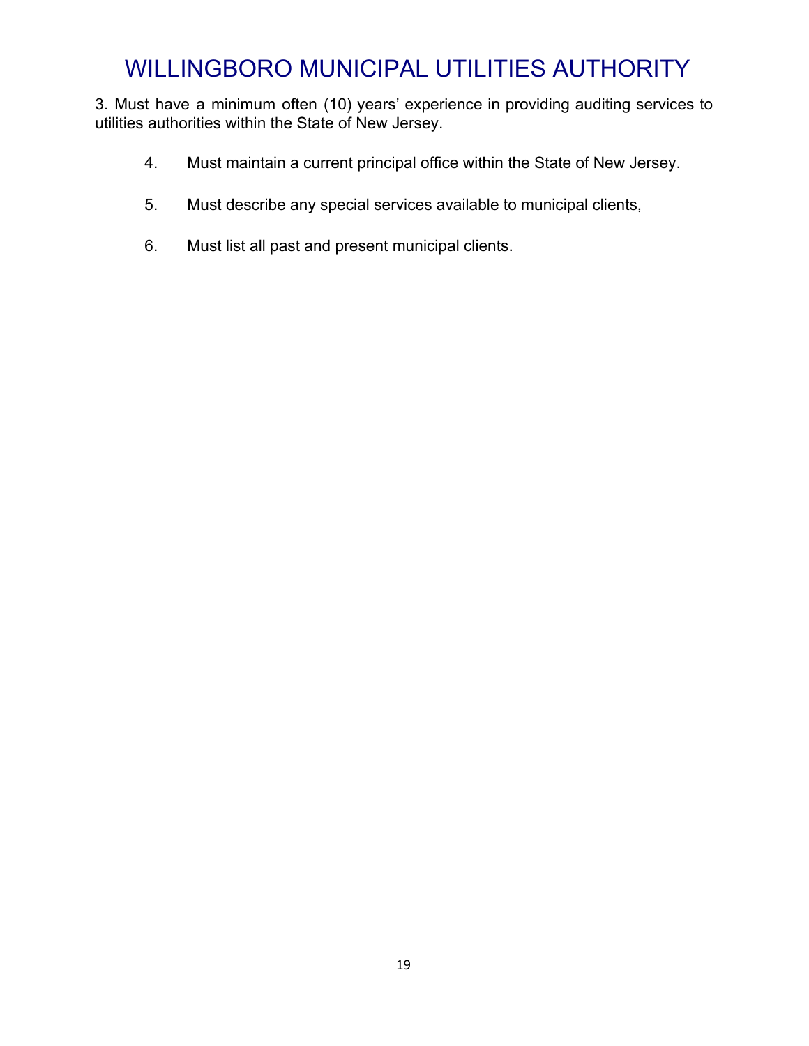3. Must have a minimum often (10) years' experience in providing auditing services to utilities authorities within the State of New Jersey.

4. Must maintain a current principal office within the State of New Jersey.

5. Must describe any special services available to municipal clients,

6. Must list all past and present municipal clients.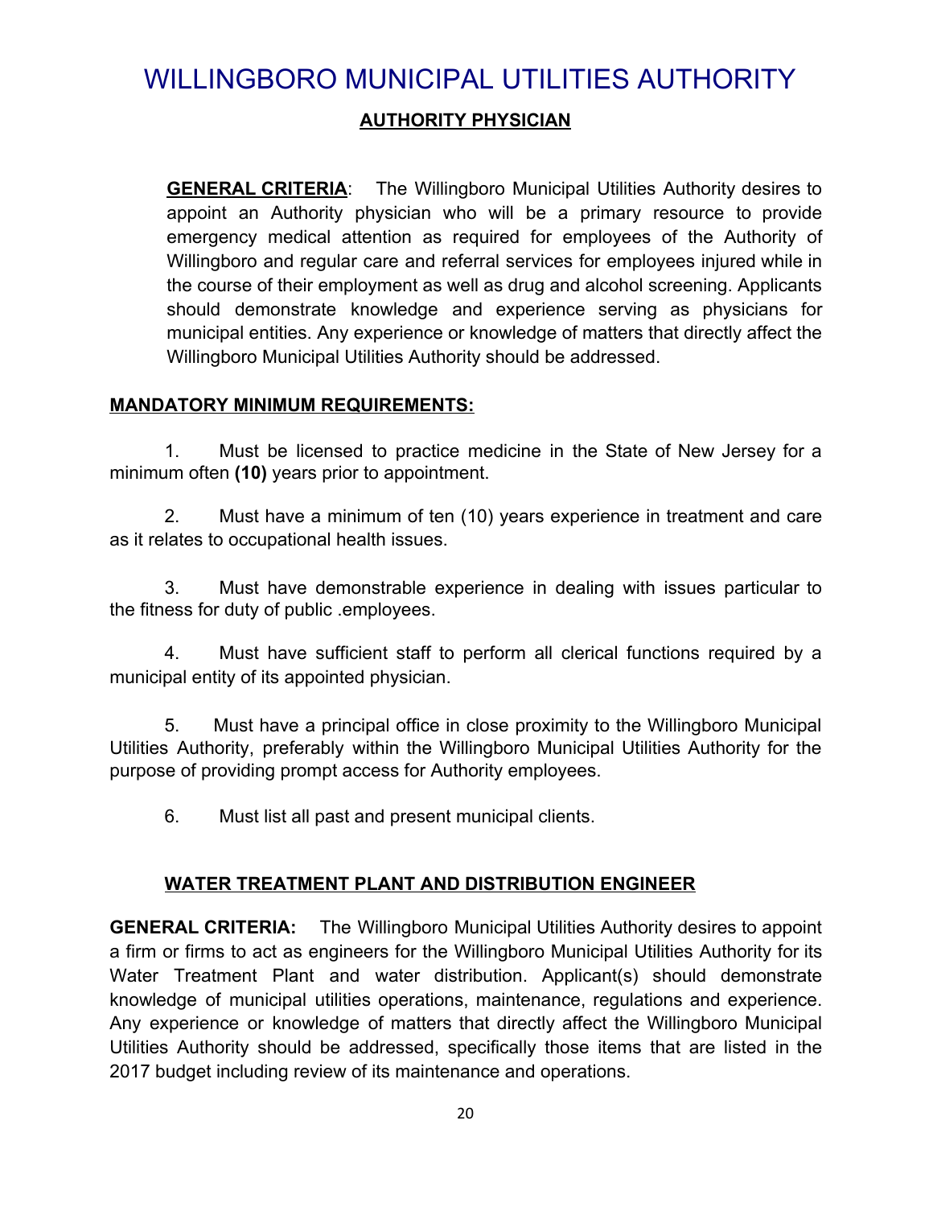# WILLINGBORO MUNICIPAL UTILITIES AUTHORITY

## AUTHORITY PHYSICIAN

**GENERAL CRITERIA**: The Willingboro Municipal Utilities Authority desires to appoint an Authority physician who will be a primary resource to provide emergency medical attention as required for employees of the Authority of Willingboro and regular care and referral services for employees injured while in the course of their employment as well as drug and alcohol screening. Applicants should demonstrate knowledge and experience serving as physicians for municipal entities. Any experience or knowledge of matters that directly affect the Willingboro Municipal Utilities Authority should be addressed.

**MANDATORY MINIMUM REQUIREMENTS:**

1. Must be licensed to practice medicine in the State of New Jersey for a minimum often **(10)** years prior to appointment.

2. Must have a minimum of ten (10) years experience in treatment and care as it relates to occupational health issues.

3. Must have demonstrable experience in dealing with issues particular to the fitness for duty of public .employees.

4. Must have sufficient staff to perform all clerical functions required by a municipal entity of its appointed physician.

5. Must have a principal office in close proximity to the Willingboro Municipal Utilities Authority, preferably within the Willingboro Municipal Utilities Authority for the purpose of providing prompt access for Authority employees.

6. Must list all past and present municipal clients.

## WATER TREATMENT PLANT AND DISTRIBUTION ENGINEER

**GENERAL CRITERIA:** The Willingboro Municipal Utilities Authority desires to appoint a firm or firms to act as engineers for the Willingboro Municipal Utilities Authority for its Water Treatment Plant and water distribution. Applicant(s) should demonstrate knowledge of municipal utilities operations, maintenance, regulations and experience. Any experience or knowledge of matters that directly affect the Willingboro Municipal Utilities Authority should be addressed, specifically those items that are listed in the 2017 budget including review of its maintenance and operations.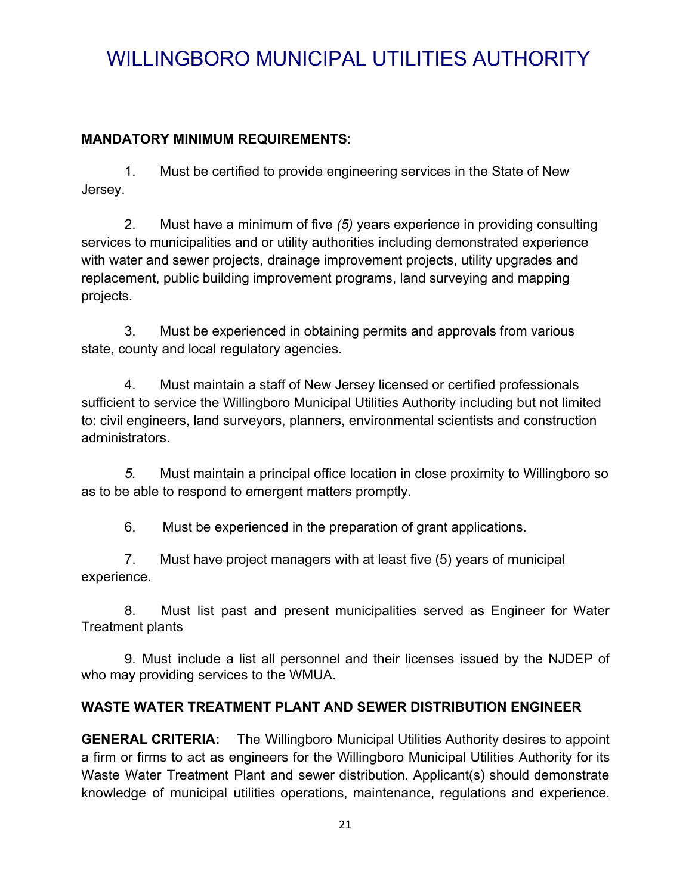# WILLINGBORO MUNICIPAL UTILITIES AUTHORITY

**MANDATORY MINIMUM REQUIREMENTS**:

1. Must be certified to provide engineering services in the State of New Jersey.

2. Must have a minimum of five *(5)* years experience in providing consulting services to municipalities and or utility authorities including demonstrated experience with water and sewer projects, drainage improvement projects, utility upgrades and replacement, public building improvement programs, land surveying and mapping projects.

3. Must be experienced in obtaining permits and approvals from various state, county and local regulatory agencies.

4. Must maintain a staff of New Jersey licensed or certified professionals sufficient to service the Willingboro Municipal Utilities Authority including but not limited to: civil engineers, land surveyors, planners, environmental scientists and construction administrators.

5. Must maintain a principal office location in close proximity to Willingboro so as to be able to respond to emergent matters promptly.

6. Must be experienced in the preparation of grant applications.

7. Must have project managers with at least five (5) years of municipal experience.

8. Must list past and present municipalities served as Engineer for Water Treatment plants

9. Must include a list all personnel and their licenses issued by the NJDEP of who may providing services to the WMUA.

**WASTE WATER TREATMENT PLANT AND SEWER DISTRIBUTION ENGINEER**

**GENERAL CRITERIA:** The Willingboro Municipal Utilities Authority desires to appoint a firm or firms to act as engineers for the Willingboro Municipal Utilities Authority for its Waste Water Treatment Plant and sewer distribution. Applicant(s) should demonstrate knowledge of municipal utilities operations, maintenance, regulations and experience.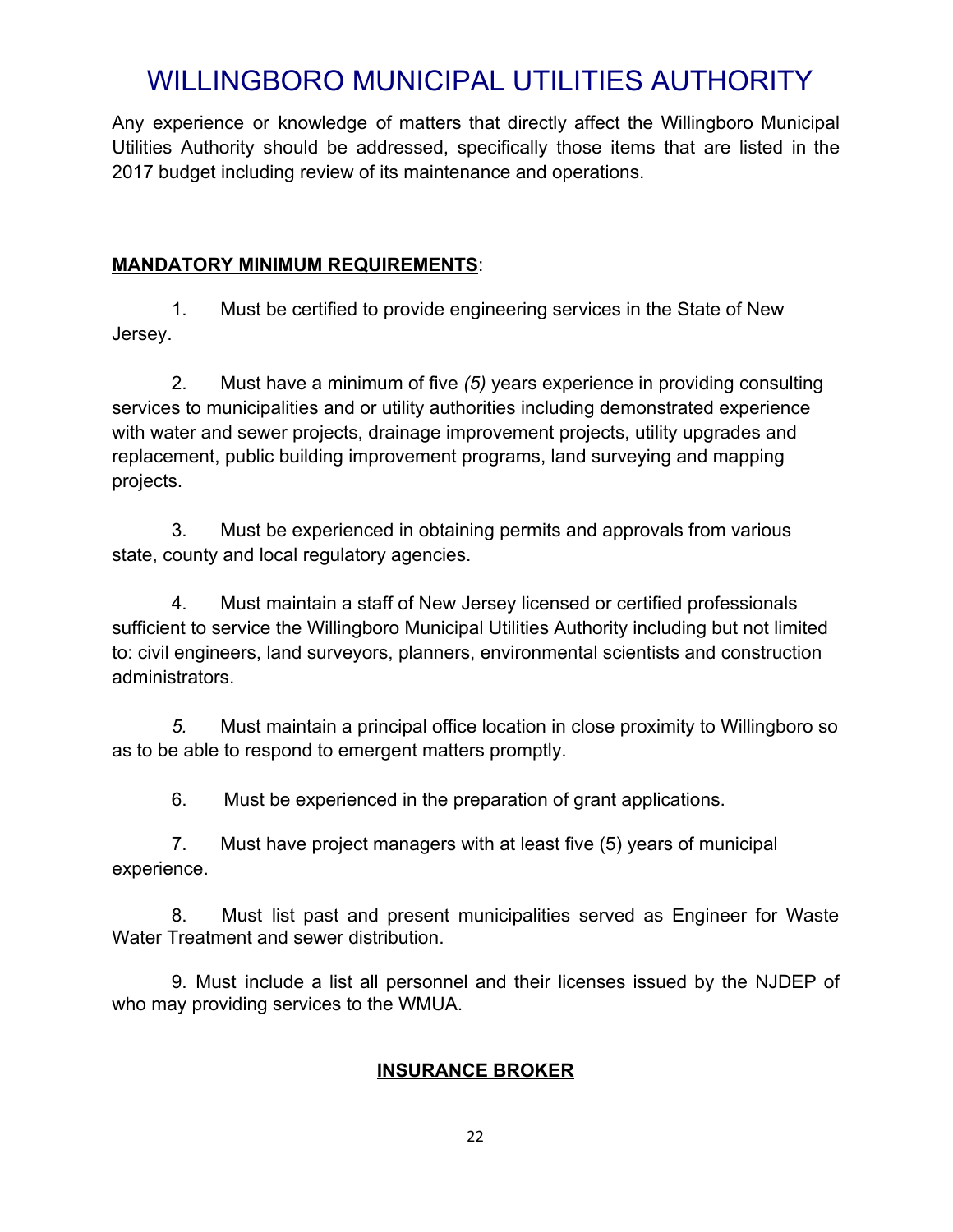# WILLINGBORO MUNICIPAL UTILITIES AUTHORITY

Any experience or knowledge of matters that directly affect the Willingboro Municipal Utilities Authority should be addressed, specifically those items that are listed in the 2017 budget including review of its maintenance and operations.

**MANDATORY MINIMUM REQUIREMENTS**:

1. Must be certified to provide engineering services in the State of New Jersey.

2. Must have a minimum of five *(5)* years experience in providing consulting services to municipalities and or utility authorities including demonstrated experience with water and sewer projects, drainage improvement projects, utility upgrades and replacement, public building improvement programs, land surveying and mapping projects.

3. Must be experienced in obtaining permits and approvals from various state, county and local regulatory agencies.

4. Must maintain a staff of New Jersey licensed or certified professionals sufficient to service the Willingboro Municipal Utilities Authority including but not limited to: civil engineers, land surveyors, planners, environmental scientists and construction administrators.

5. Must maintain a principal office location in close proximity to Willingboro so as to be able to respond to emergent matters promptly.

6. Must be experienced in the preparation of grant applications.

7. Must have project managers with at least five (5) years of municipal experience.

8. Must list past and present municipalities served as Engineer for Waste Water Treatment and sewer distribution.

9. Must include a list all personnel and their licenses issued by the NJDEP of who may providing services to the WMUA.

## INSURANCE BROKER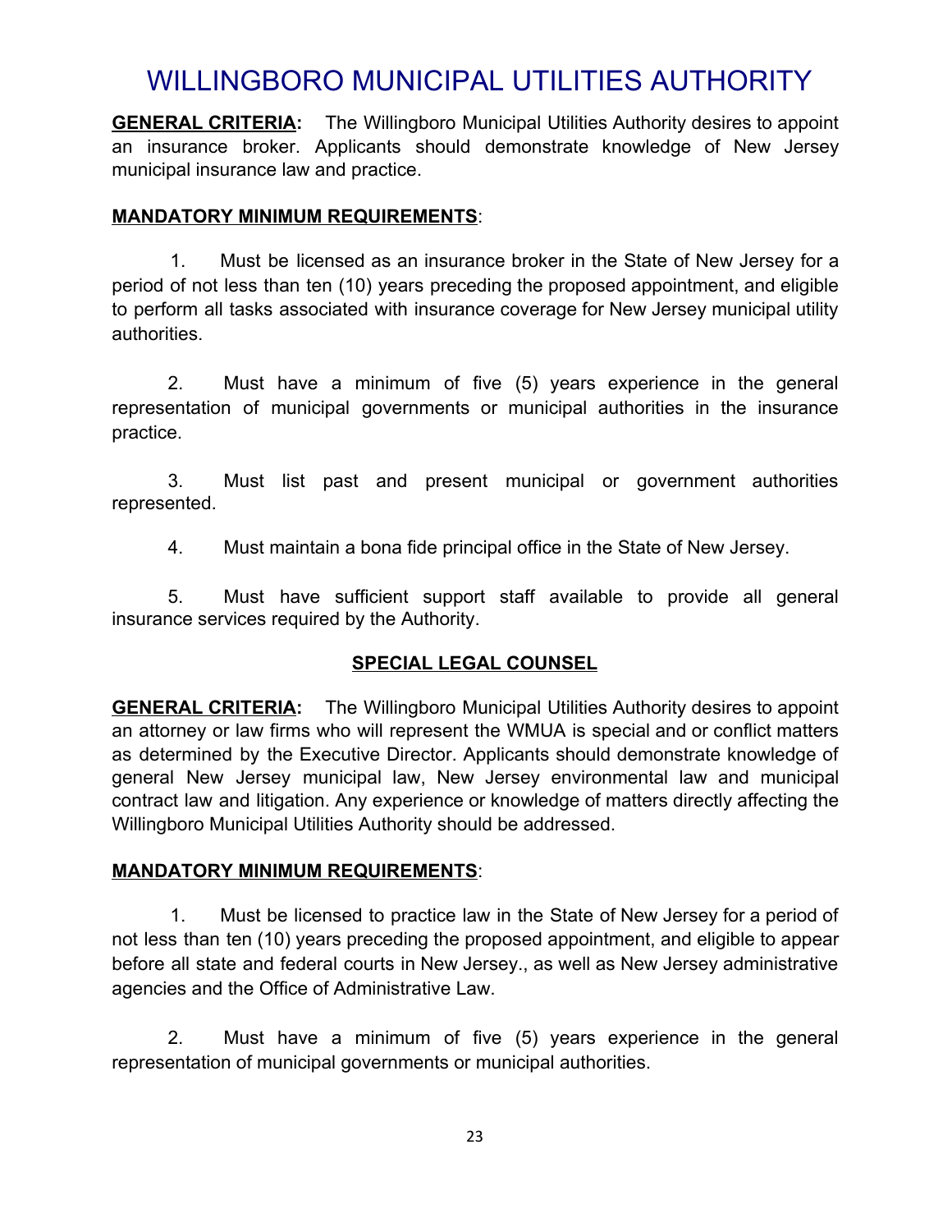# WILLINGBORO MUNICIPAL UTILITIES AUTHORITY

**GENERAL CRITERIA:** The Willingboro Municipal Utilities Authority desires to appoint an insurance broker. Applicants should demonstrate knowledge of New Jersey municipal insurance law and practice.

**MANDATORY MINIMUM REQUIREMENTS**:

1. Must be licensed as an insurance broker in the State of New Jersey for a period of not less than ten (10) years preceding the proposed appointment, and eligible to perform all tasks associated with insurance coverage for New Jersey municipal utility authorities.

2. Must have a minimum of five (5) years experience in the general representation of municipal governments or municipal authorities in the insurance practice.

3. Must list past and present municipal or government authorities represented.

4. Must maintain a bona fide principal office in the State of New Jersey.

5. Must have sufficient support staff available to provide all general insurance services required by the Authority.

## SPECIAL LEGAL COUNSEL

**GENERAL CRITERIA:** The Willingboro Municipal Utilities Authority desires to appoint an attorney or law firms who will represent the WMUA is special and or conflict matters as determined by the Executive Director. Applicants should demonstrate knowledge of general New Jersey municipal law, New Jersey environmental law and municipal contract law and litigation. Any experience or knowledge of matters directly affecting the Willingboro Municipal Utilities Authority should be addressed.

**MANDATORY MINIMUM REQUIREMENTS**:

1. Must be licensed to practice law in the State of New Jersey for a period of not less than ten (10) years preceding the proposed appointment, and eligible to appear before all state and federal courts in New Jersey., as well as New Jersey administrative agencies and the Office of Administrative Law.

2. Must have a minimum of five (5) years experience in the general representation of municipal governments or municipal authorities.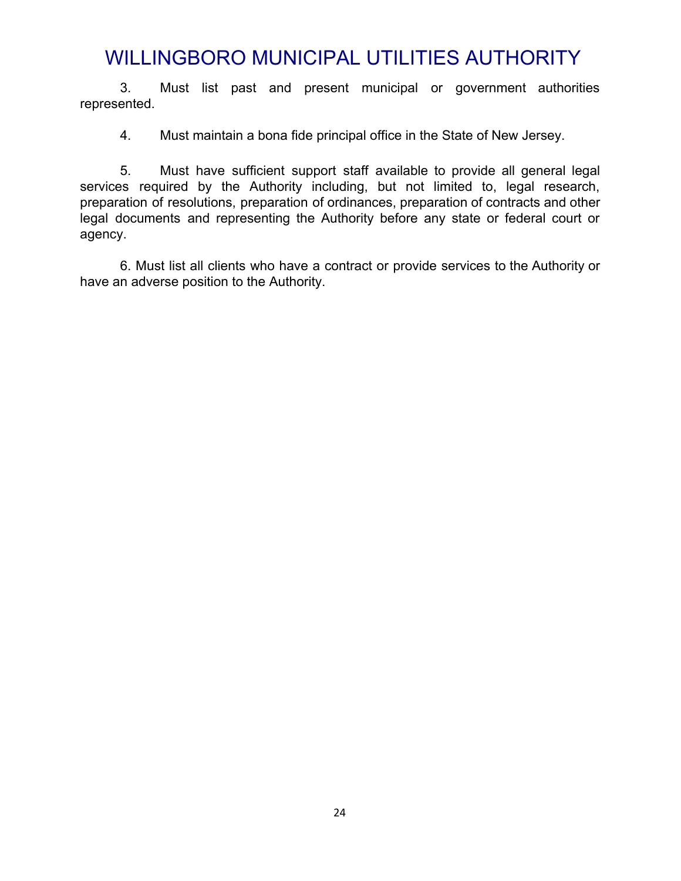3. Must list past and present municipal or government authorities represented.

4. Must maintain a bona fide principal office in the State of New Jersey.

5. Must have sufficient support staff available to provide all general legal services required by the Authority including, but not limited to, legal research, preparation of resolutions, preparation of ordinances, preparation of contracts and other legal documents and representing the Authority before any state or federal court or agency.

6. Must list all clients who have a contract or provide services to the Authority or have an adverse position to the Authority.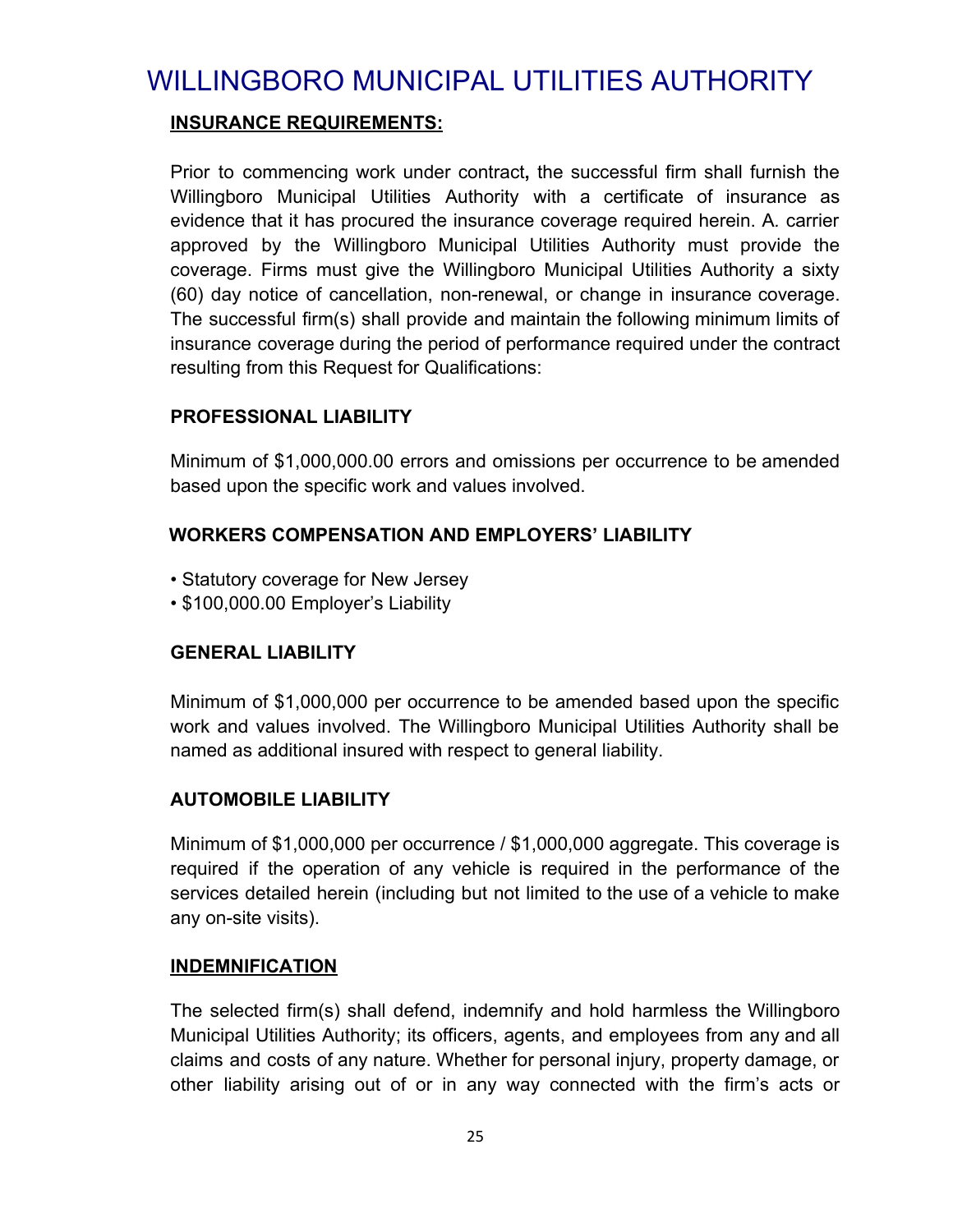# WILLINGBORO MUNICIPAL UTILITIES AUTHORITY

**INSURANCE REQUIREMENTS:**

Prior to commencing work under contract**,** the successful firm shall furnish the Willingboro Municipal Utilities Authority with a certificate of insurance as evidence that it has procured the insurance coverage required herein. A. carrier approved by the Willingboro Municipal Utilities Authority must provide the coverage. Firms must give the Willingboro Municipal Utilities Authority a sixty (60) day notice of cancellation, non-renewal, or change in insurance coverage. The successful firm(s) shall provide and maintain the following minimum limits of insurance coverage during the period of performance required under the contract resulting from this Request for Qualifications:

**PROFESSIONAL LIABILITY**

Minimum of $1,000,000.00 errors and omissions per occurrence to be amended based upon the specific work and values involved.

**WORKERS COMPENSATION AND EMPLOYERS' LIABILITY**

- Statutory coverage for New Jersey
- $100,000.00 Employer's Liability

**GENERAL LIABILITY**

Minimum of $1,000,000 per occurrence to be amended based upon the specific work and values involved. The Willingboro Municipal Utilities Authority shall be named as additional insured with respect to general liability.

**AUTOMOBILE LIABILITY**

Minimum of $1,000,000 per occurrence / $1,000,000 aggregate. This coverage is required if the operation of any vehicle is required in the performance of the services detailed herein (including but not limited to the use of a vehicle to make any on-site visits).

**INDEMNIFICATION**

The selected firm(s) shall defend, indemnify and hold harmless the Willingboro Municipal Utilities Authority; its officers, agents, and employees from any and all claims and costs of any nature. Whether for personal injury, property damage, or other liability arising out of or in any way connected with the firm's acts or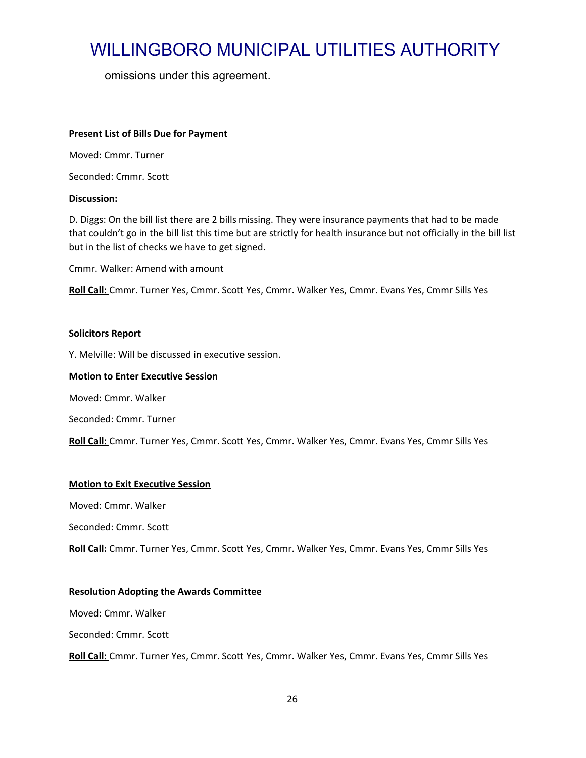omissions under this agreement.

**<u>Present List of Bills Due for Payment</u>**

Moved: Cmmr. Turner

Seconded: Cmmr. Scott

**<u>Discussion:</u>**

D. Diggs: On the bill list there are 2 bills missing. They were insurance payments that had to be made that couldn't go in the bill list this time but are strictly for health insurance but not officially in the bill list but in the list of checks we have to get signed.

Cmmr. Walker: Amend with amount

**<u>Roll Call:</u>** Cmmr. Turner Yes, Cmmr. Scott Yes, Cmmr. Walker Yes, Cmmr. Evans Yes, Cmmr Sills Yes

**<u>Solicitors Report</u>**

Y. Melville: Will be discussed in executive session.

**<u>Motion to Enter Executive Session</u>**

Moved: Cmmr. Walker

Seconded: Cmmr. Turner

**<u>Roll Call:</u>** Cmmr. Turner Yes, Cmmr. Scott Yes, Cmmr. Walker Yes, Cmmr. Evans Yes, Cmmr Sills Yes

**<u>Motion to Exit Executive Session</u>**

Moved: Cmmr. Walker

Seconded: Cmmr. Scott

**<u>Roll Call:</u>** Cmmr. Turner Yes, Cmmr. Scott Yes, Cmmr. Walker Yes, Cmmr. Evans Yes, Cmmr Sills Yes

**<u>Resolution Adopting the Awards Committee</u>**

Moved: Cmmr. Walker

Seconded: Cmmr. Scott

**<u>Roll Call:</u>** Cmmr. Turner Yes, Cmmr. Scott Yes, Cmmr. Walker Yes, Cmmr. Evans Yes, Cmmr Sills Yes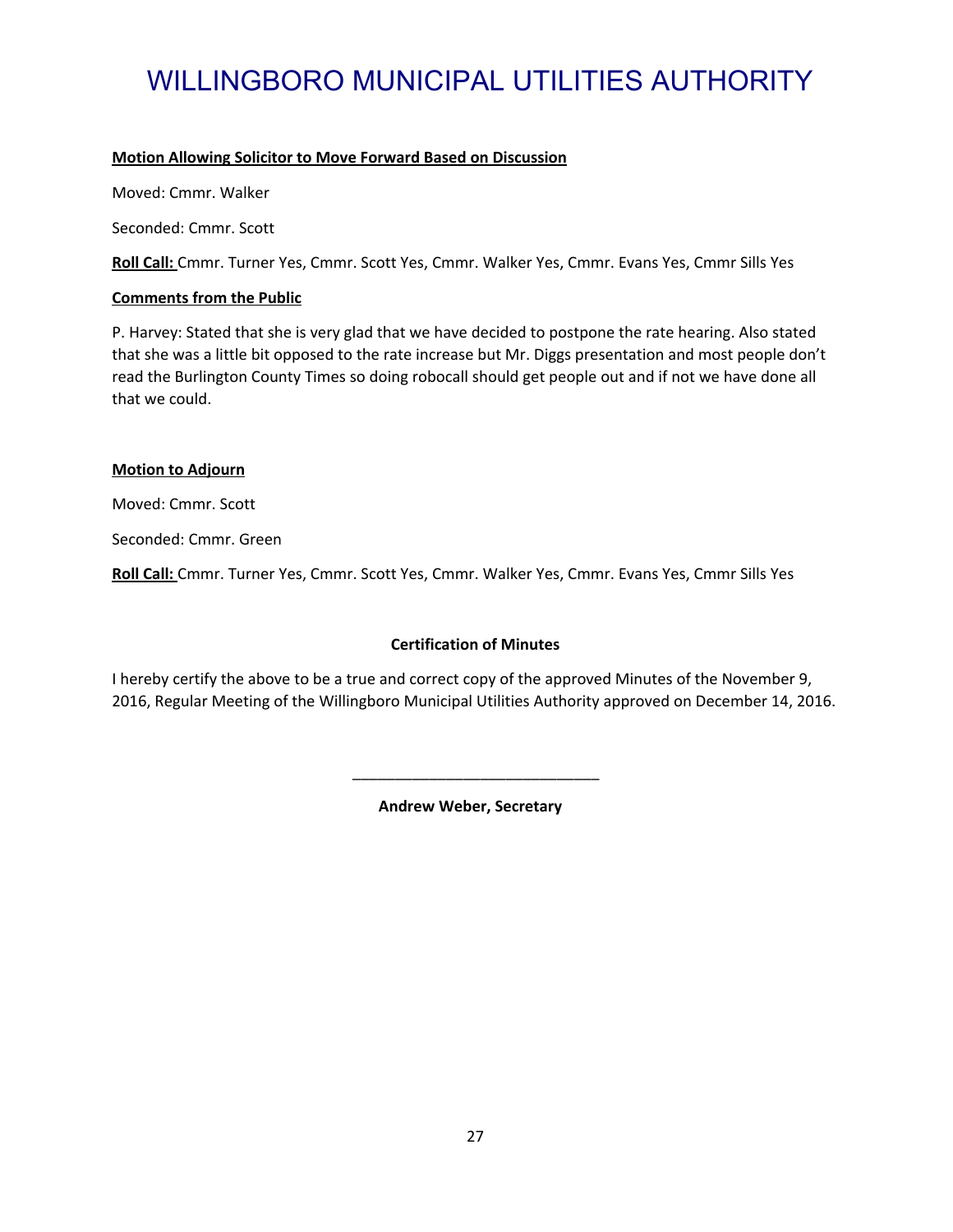**Motion Allowing Solicitor to Move Forward Based on Discussion**

Moved: Cmmr. Walker

Seconded: Cmmr. Scott

**Roll Call:** Cmmr. Turner Yes, Cmmr. Scott Yes, Cmmr. Walker Yes, Cmmr. Evans Yes, Cmmr Sills Yes

**Comments from the Public**

P. Harvey: Stated that she is very glad that we have decided to postpone the rate hearing. Also stated that she was a little bit opposed to the rate increase but Mr. Diggs presentation and most people don't read the Burlington County Times so doing robocall should get people out and if not we have done all that we could.

**Motion to Adjourn**

Moved: Cmmr. Scott

Seconded: Cmmr. Green

**Roll Call:** Cmmr. Turner Yes, Cmmr. Scott Yes, Cmmr. Walker Yes, Cmmr. Evans Yes, Cmmr Sills Yes

**Certification of Minutes**

I hereby certify the above to be a true and correct copy of the approved Minutes of the November 9, 2016, Regular Meeting of the Willingboro Municipal Utilities Authority approved on December 14, 2016.

______________________________

**Andrew Weber, Secretary**